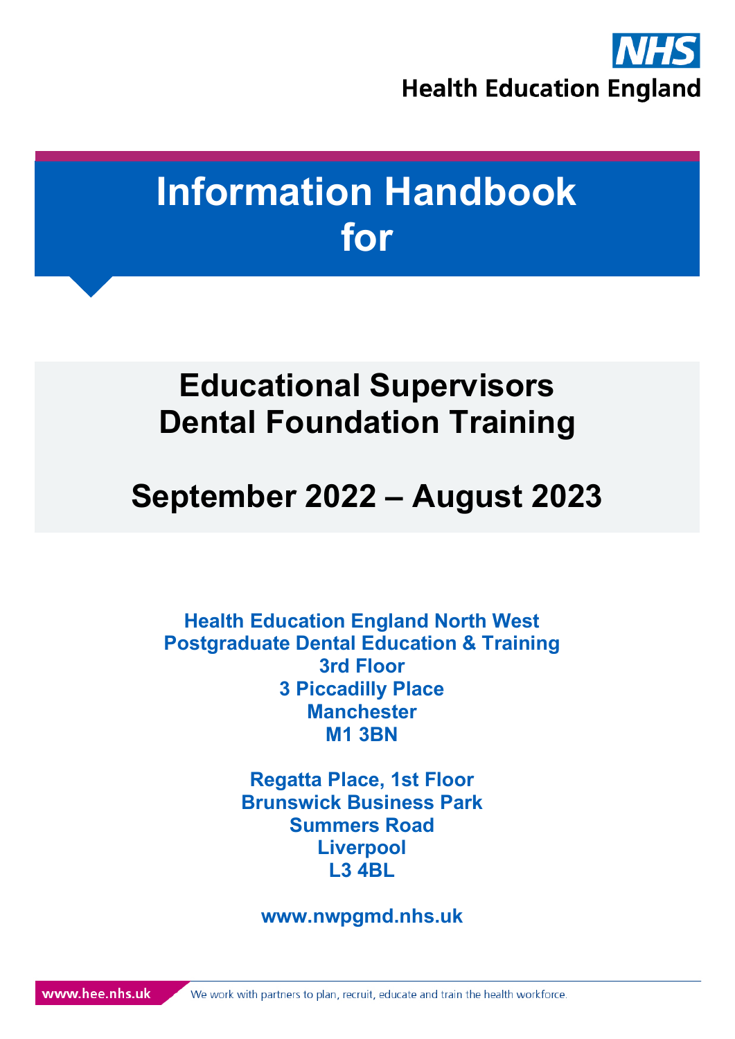NHS

Health Education England

# Information Handbook for

## Educational Supervisors Dental Foundation Training

## September 2022 – August 2023

**Health Education England North West**
**Postgraduate Dental Education & Training**
**3rd Floor**
**3 Piccadilly Place**
**Manchester**
**M1 3BN**

**Regatta Place, 1st Floor**
**Brunswick Business Park**
**Summers Road**
**Liverpool**
**L3 4BL**

**www.nwpgmd.nhs.uk**

www.hee.nhs.uk We work with partners to plan, recruit, educate and train the health workforce.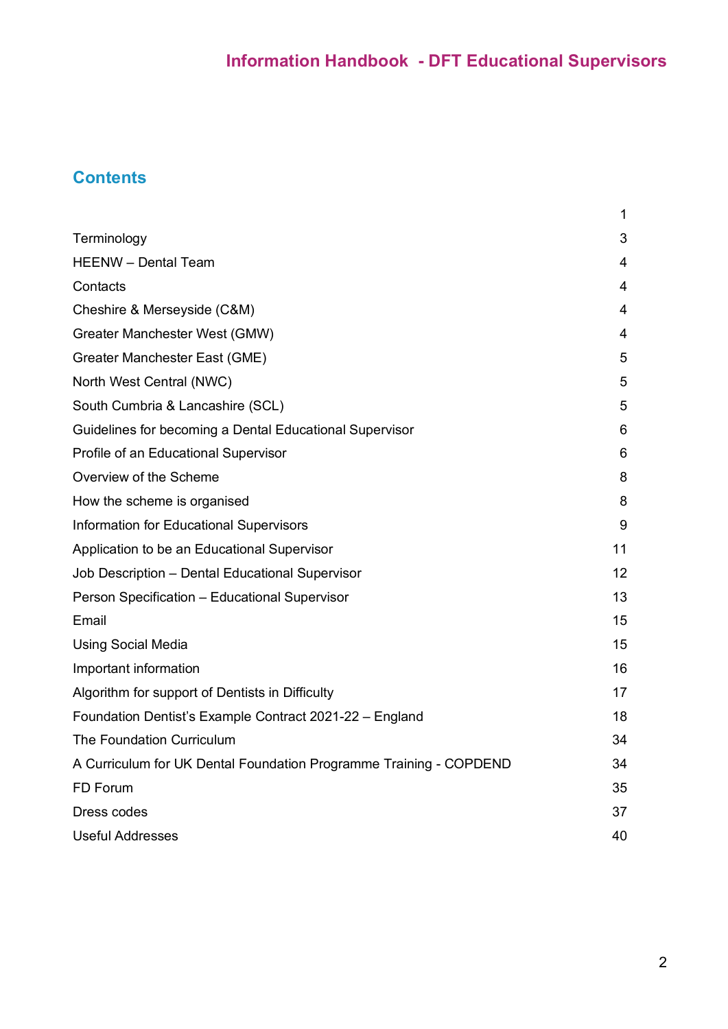## Contents

| | |
|---|---|
| | 1 |
| Terminology | 3 |
| HEENW – Dental Team | 4 |
| Contacts | 4 |
| Cheshire & Merseyside (C&M) | 4 |
| Greater Manchester West (GMW) | 4 |
| Greater Manchester East (GME) | 5 |
| North West Central (NWC) | 5 |
| South Cumbria & Lancashire (SCL) | 5 |
| Guidelines for becoming a Dental Educational Supervisor | 6 |
| Profile of an Educational Supervisor | 6 |
| Overview of the Scheme | 8 |
| How the scheme is organised | 8 |
| Information for Educational Supervisors | 9 |
| Application to be an Educational Supervisor | 11 |
| Job Description – Dental Educational Supervisor | 12 |
| Person Specification – Educational Supervisor | 13 |
| Email | 15 |
| Using Social Media | 15 |
| Important information | 16 |
| Algorithm for support of Dentists in Difficulty | 17 |
| Foundation Dentist's Example Contract 2021-22 – England | 18 |
| The Foundation Curriculum | 34 |
| A Curriculum for UK Dental Foundation Programme Training - COPDEND | 34 |
| FD Forum | 35 |
| Dress codes | 37 |
| Useful Addresses | 40 |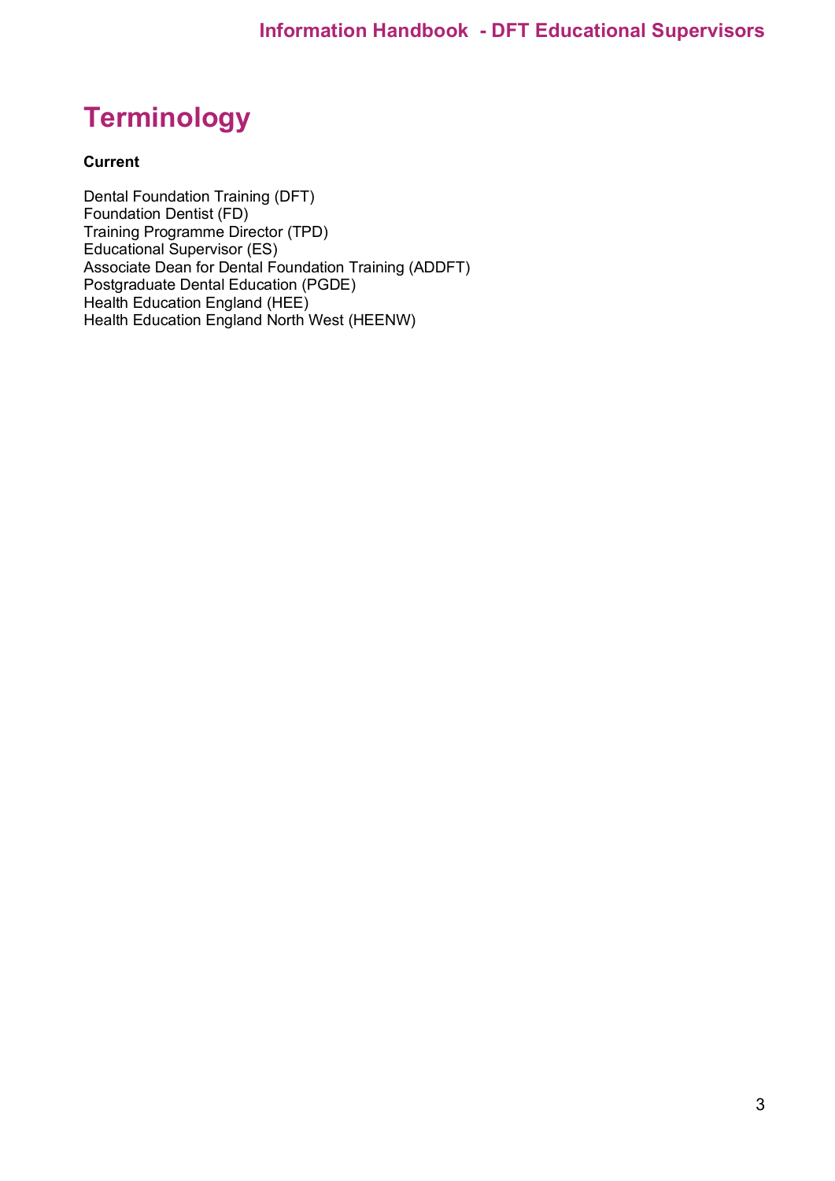# Terminology

**Current**

Dental Foundation Training (DFT)
Foundation Dentist (FD)
Training Programme Director (TPD)
Educational Supervisor (ES)
Associate Dean for Dental Foundation Training (ADDFT)
Postgraduate Dental Education (PGDE)
Health Education England (HEE)
Health Education England North West (HEENW)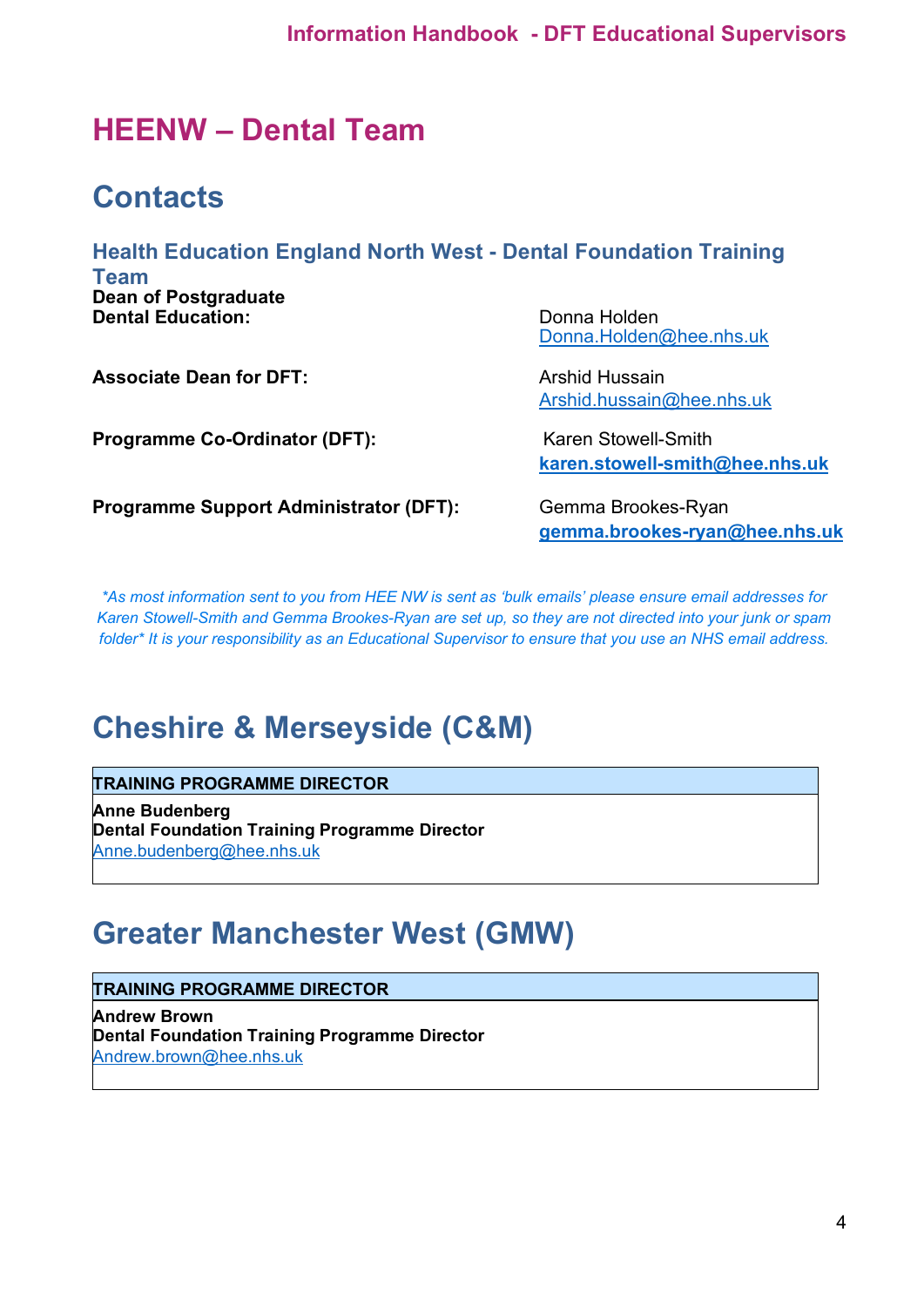# HEENW – Dental Team

## Contacts

### Health Education England North West - Dental Foundation Training Team

| | |
|---|---|
| **Dean of Postgraduate Dental Education:** | Donna Holden<br>Donna.Holden@hee.nhs.uk |
| **Associate Dean for DFT:** | Arshid Hussain<br>Arshid.hussain@hee.nhs.uk |
| **Programme Co-Ordinator (DFT):** | Karen Stowell-Smith<br>**karen.stowell-smith@hee.nhs.uk** |
| **Programme Support Administrator (DFT):** | Gemma Brookes-Ryan<br>**gemma.brookes-ryan@hee.nhs.uk** |

*\*As most information sent to you from HEE NW is sent as 'bulk emails' please ensure email addresses for Karen Stowell-Smith and Gemma Brookes-Ryan are set up, so they are not directed into your junk or spam folder\* It is your responsibility as an Educational Supervisor to ensure that you use an NHS email address.*

## Cheshire & Merseyside (C&M)

| TRAINING PROGRAMME DIRECTOR |
|---|
| **Anne Budenberg**<br>**Dental Foundation Training Programme Director**<br>Anne.budenberg@hee.nhs.uk |

## Greater Manchester West (GMW)

| TRAINING PROGRAMME DIRECTOR |
|---|
| **Andrew Brown**<br>**Dental Foundation Training Programme Director**<br>Andrew.brown@hee.nhs.uk |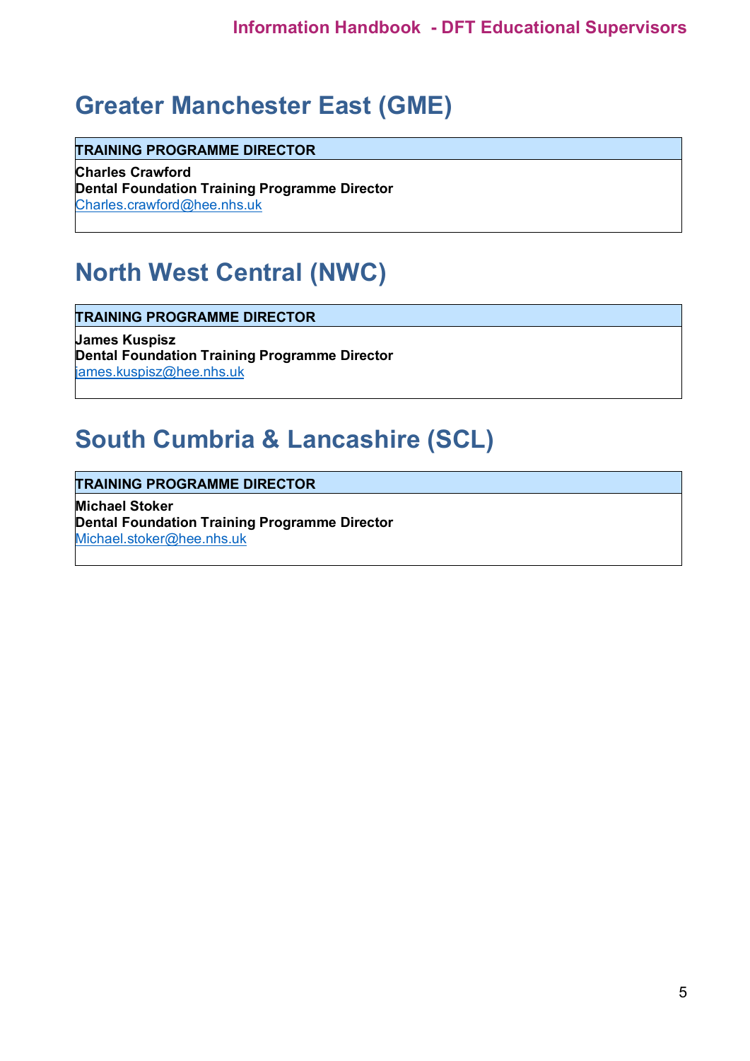## Greater Manchester East (GME)

| TRAINING PROGRAMME DIRECTOR |
|---|
| **Charles Crawford**<br>**Dental Foundation Training Programme Director**<br>Charles.crawford@hee.nhs.uk |

## North West Central (NWC)

| TRAINING PROGRAMME DIRECTOR |
|---|
| **James Kuspisz**<br>**Dental Foundation Training Programme Director**<br>james.kuspisz@hee.nhs.uk |

## South Cumbria & Lancashire (SCL)

| TRAINING PROGRAMME DIRECTOR |
|---|
| **Michael Stoker**<br>**Dental Foundation Training Programme Director**<br>Michael.stoker@hee.nhs.uk |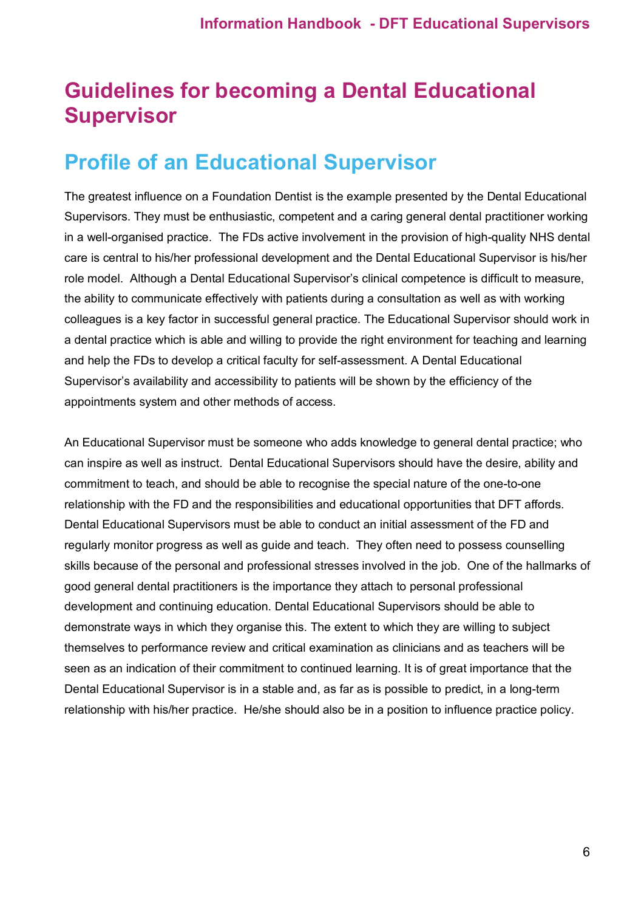# Guidelines for becoming a Dental Educational Supervisor

## Profile of an Educational Supervisor

The greatest influence on a Foundation Dentist is the example presented by the Dental Educational Supervisors. They must be enthusiastic, competent and a caring general dental practitioner working in a well-organised practice. The FDs active involvement in the provision of high-quality NHS dental care is central to his/her professional development and the Dental Educational Supervisor is his/her role model. Although a Dental Educational Supervisor's clinical competence is difficult to measure, the ability to communicate effectively with patients during a consultation as well as with working colleagues is a key factor in successful general practice. The Educational Supervisor should work in a dental practice which is able and willing to provide the right environment for teaching and learning and help the FDs to develop a critical faculty for self-assessment. A Dental Educational Supervisor's availability and accessibility to patients will be shown by the efficiency of the appointments system and other methods of access.

An Educational Supervisor must be someone who adds knowledge to general dental practice; who can inspire as well as instruct. Dental Educational Supervisors should have the desire, ability and commitment to teach, and should be able to recognise the special nature of the one-to-one relationship with the FD and the responsibilities and educational opportunities that DFT affords. Dental Educational Supervisors must be able to conduct an initial assessment of the FD and regularly monitor progress as well as guide and teach. They often need to possess counselling skills because of the personal and professional stresses involved in the job. One of the hallmarks of good general dental practitioners is the importance they attach to personal professional development and continuing education. Dental Educational Supervisors should be able to demonstrate ways in which they organise this. The extent to which they are willing to subject themselves to performance review and critical examination as clinicians and as teachers will be seen as an indication of their commitment to continued learning. It is of great importance that the Dental Educational Supervisor is in a stable and, as far as is possible to predict, in a long-term relationship with his/her practice. He/she should also be in a position to influence practice policy.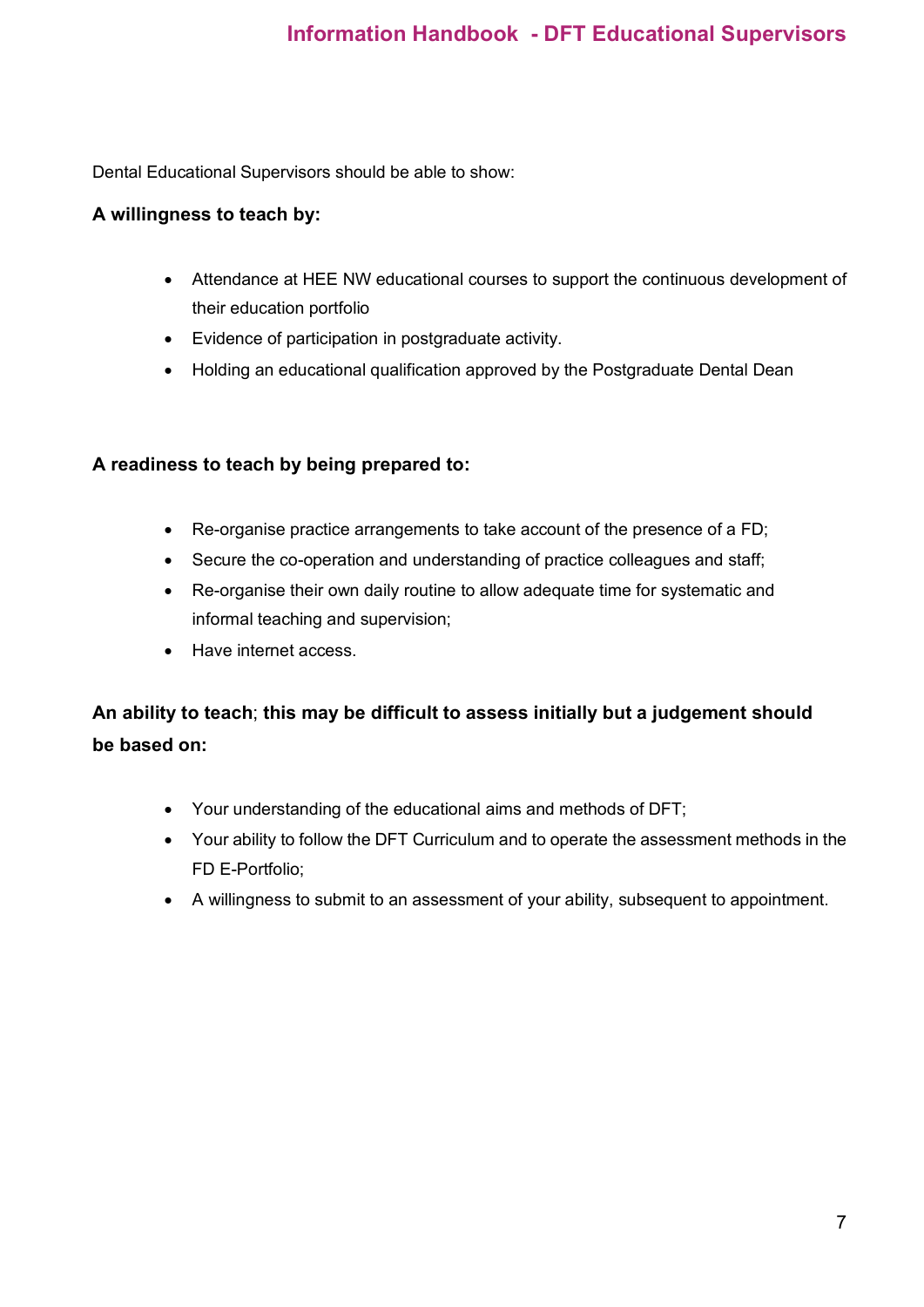Dental Educational Supervisors should be able to show:

**A willingness to teach by:**

- Attendance at HEE NW educational courses to support the continuous development of their education portfolio
- Evidence of participation in postgraduate activity.
- Holding an educational qualification approved by the Postgraduate Dental Dean

**A readiness to teach by being prepared to:**

- Re-organise practice arrangements to take account of the presence of a FD;
- Secure the co-operation and understanding of practice colleagues and staff;
- Re-organise their own daily routine to allow adequate time for systematic and informal teaching and supervision;
- Have internet access.

**An ability to teach**; **this may be difficult to assess initially but a judgement should be based on:**

- Your understanding of the educational aims and methods of DFT;
- Your ability to follow the DFT Curriculum and to operate the assessment methods in the FD E-Portfolio;
- A willingness to submit to an assessment of your ability, subsequent to appointment.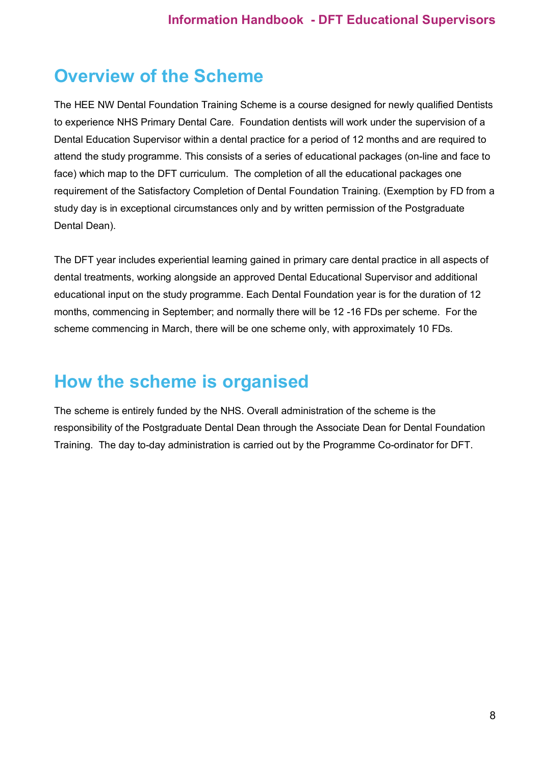## Overview of the Scheme

The HEE NW Dental Foundation Training Scheme is a course designed for newly qualified Dentists to experience NHS Primary Dental Care. Foundation dentists will work under the supervision of a Dental Education Supervisor within a dental practice for a period of 12 months and are required to attend the study programme. This consists of a series of educational packages (on-line and face to face) which map to the DFT curriculum. The completion of all the educational packages one requirement of the Satisfactory Completion of Dental Foundation Training. (Exemption by FD from a study day is in exceptional circumstances only and by written permission of the Postgraduate Dental Dean).

The DFT year includes experiential learning gained in primary care dental practice in all aspects of dental treatments, working alongside an approved Dental Educational Supervisor and additional educational input on the study programme. Each Dental Foundation year is for the duration of 12 months, commencing in September; and normally there will be 12 -16 FDs per scheme. For the scheme commencing in March, there will be one scheme only, with approximately 10 FDs.

## How the scheme is organised

The scheme is entirely funded by the NHS. Overall administration of the scheme is the responsibility of the Postgraduate Dental Dean through the Associate Dean for Dental Foundation Training. The day to-day administration is carried out by the Programme Co-ordinator for DFT.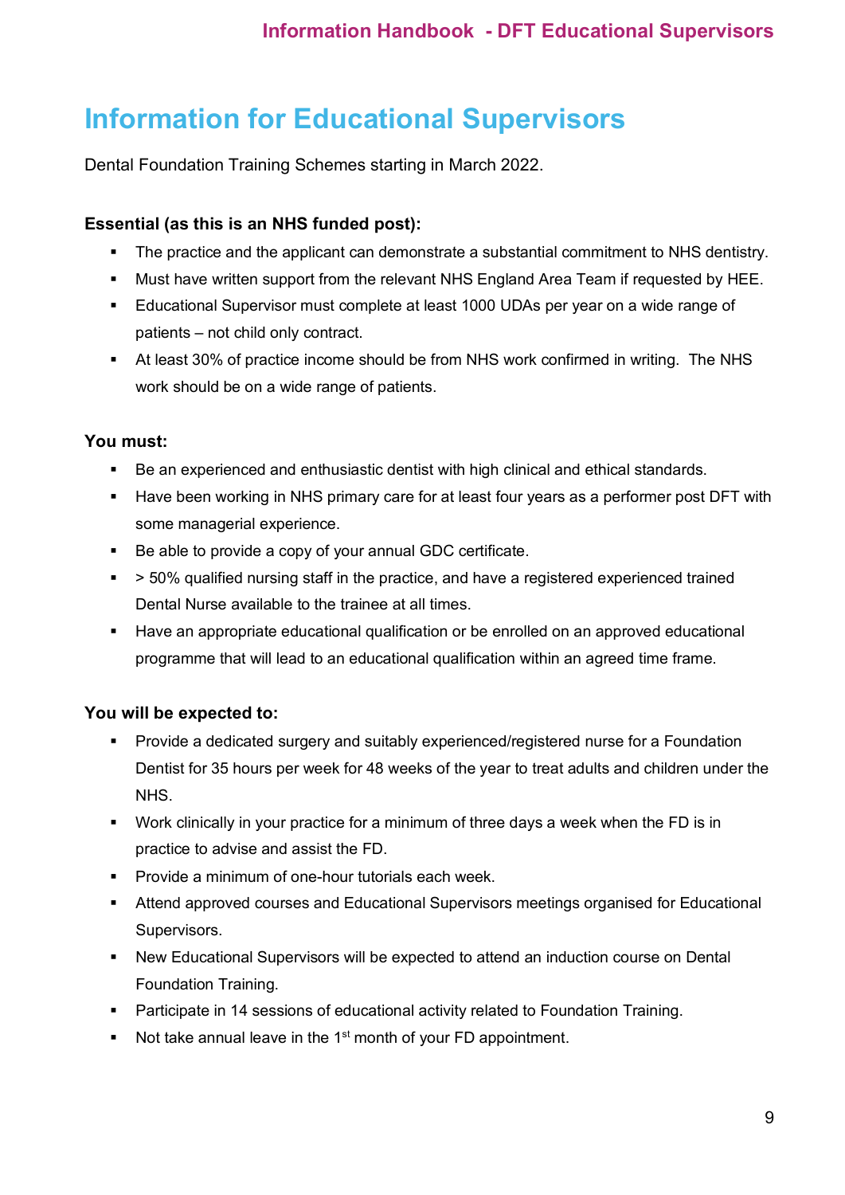# Information for Educational Supervisors

Dental Foundation Training Schemes starting in March 2022.

**Essential (as this is an NHS funded post):**

- The practice and the applicant can demonstrate a substantial commitment to NHS dentistry.
- Must have written support from the relevant NHS England Area Team if requested by HEE.
- Educational Supervisor must complete at least 1000 UDAs per year on a wide range of patients – not child only contract.
- At least 30% of practice income should be from NHS work confirmed in writing. The NHS work should be on a wide range of patients.

**You must:**

- Be an experienced and enthusiastic dentist with high clinical and ethical standards.
- Have been working in NHS primary care for at least four years as a performer post DFT with some managerial experience.
- Be able to provide a copy of your annual GDC certificate.
- > 50% qualified nursing staff in the practice, and have a registered experienced trained Dental Nurse available to the trainee at all times.
- Have an appropriate educational qualification or be enrolled on an approved educational programme that will lead to an educational qualification within an agreed time frame.

**You will be expected to:**

- Provide a dedicated surgery and suitably experienced/registered nurse for a Foundation Dentist for 35 hours per week for 48 weeks of the year to treat adults and children under the NHS.
- Work clinically in your practice for a minimum of three days a week when the FD is in practice to advise and assist the FD.
- Provide a minimum of one-hour tutorials each week.
- Attend approved courses and Educational Supervisors meetings organised for Educational Supervisors.
- New Educational Supervisors will be expected to attend an induction course on Dental Foundation Training.
- Participate in 14 sessions of educational activity related to Foundation Training.
- Not take annual leave in the 1st month of your FD appointment.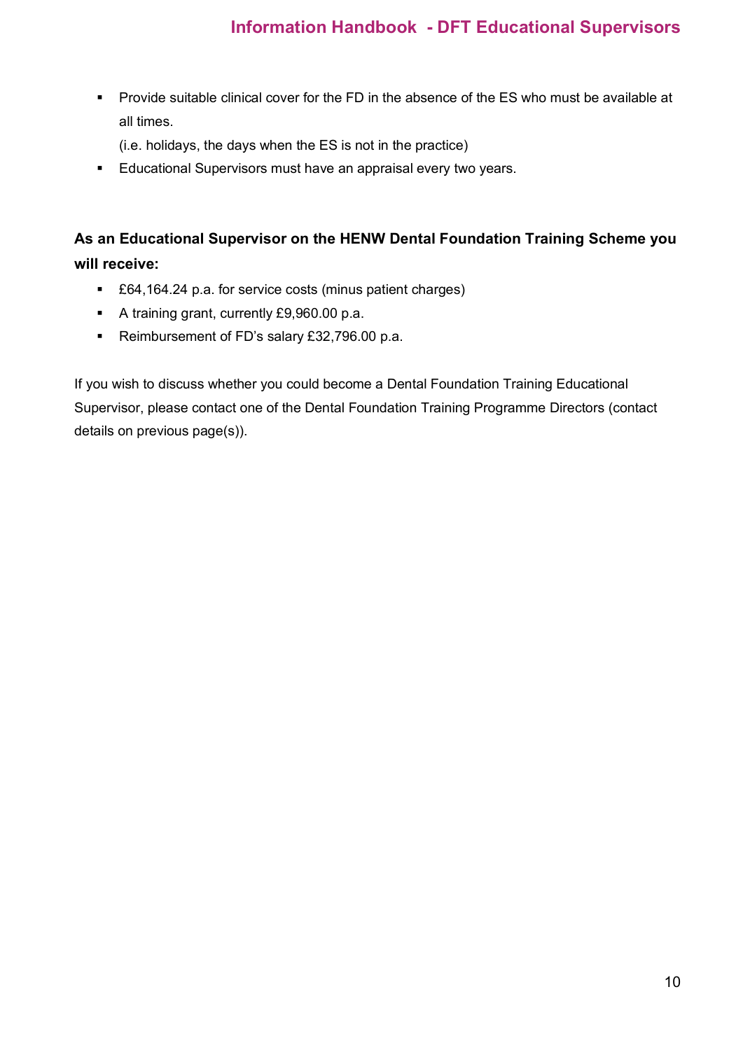- Provide suitable clinical cover for the FD in the absence of the ES who must be available at all times.
  (i.e. holidays, the days when the ES is not in the practice)
- Educational Supervisors must have an appraisal every two years.

**As an Educational Supervisor on the HENW Dental Foundation Training Scheme you will receive:**

- £64,164.24 p.a. for service costs (minus patient charges)
- A training grant, currently £9,960.00 p.a.
- Reimbursement of FD's salary £32,796.00 p.a.

If you wish to discuss whether you could become a Dental Foundation Training Educational Supervisor, please contact one of the Dental Foundation Training Programme Directors (contact details on previous page(s)).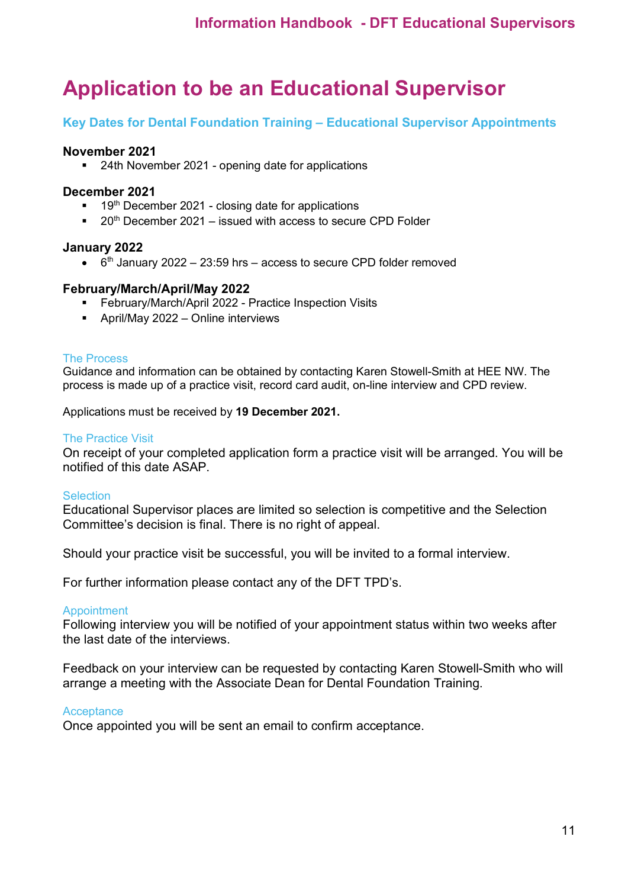# Application to be an Educational Supervisor

## Key Dates for Dental Foundation Training – Educational Supervisor Appointments

**November 2021**

- 24th November 2021 - opening date for applications

**December 2021**

- 19th December 2021 - closing date for applications
- 20th December 2021 – issued with access to secure CPD Folder

**January 2022**

- 6th January 2022 – 23:59 hrs – access to secure CPD folder removed

**February/March/April/May 2022**

- February/March/April 2022 - Practice Inspection Visits
- April/May 2022 – Online interviews

### The Process

Guidance and information can be obtained by contacting Karen Stowell-Smith at HEE NW. The process is made up of a practice visit, record card audit, on-line interview and CPD review.

Applications must be received by **19 December 2021.**

### The Practice Visit

On receipt of your completed application form a practice visit will be arranged. You will be notified of this date ASAP.

### Selection

Educational Supervisor places are limited so selection is competitive and the Selection Committee's decision is final. There is no right of appeal.

Should your practice visit be successful, you will be invited to a formal interview.

For further information please contact any of the DFT TPD's.

### Appointment

Following interview you will be notified of your appointment status within two weeks after the last date of the interviews.

Feedback on your interview can be requested by contacting Karen Stowell-Smith who will arrange a meeting with the Associate Dean for Dental Foundation Training.

### Acceptance

Once appointed you will be sent an email to confirm acceptance.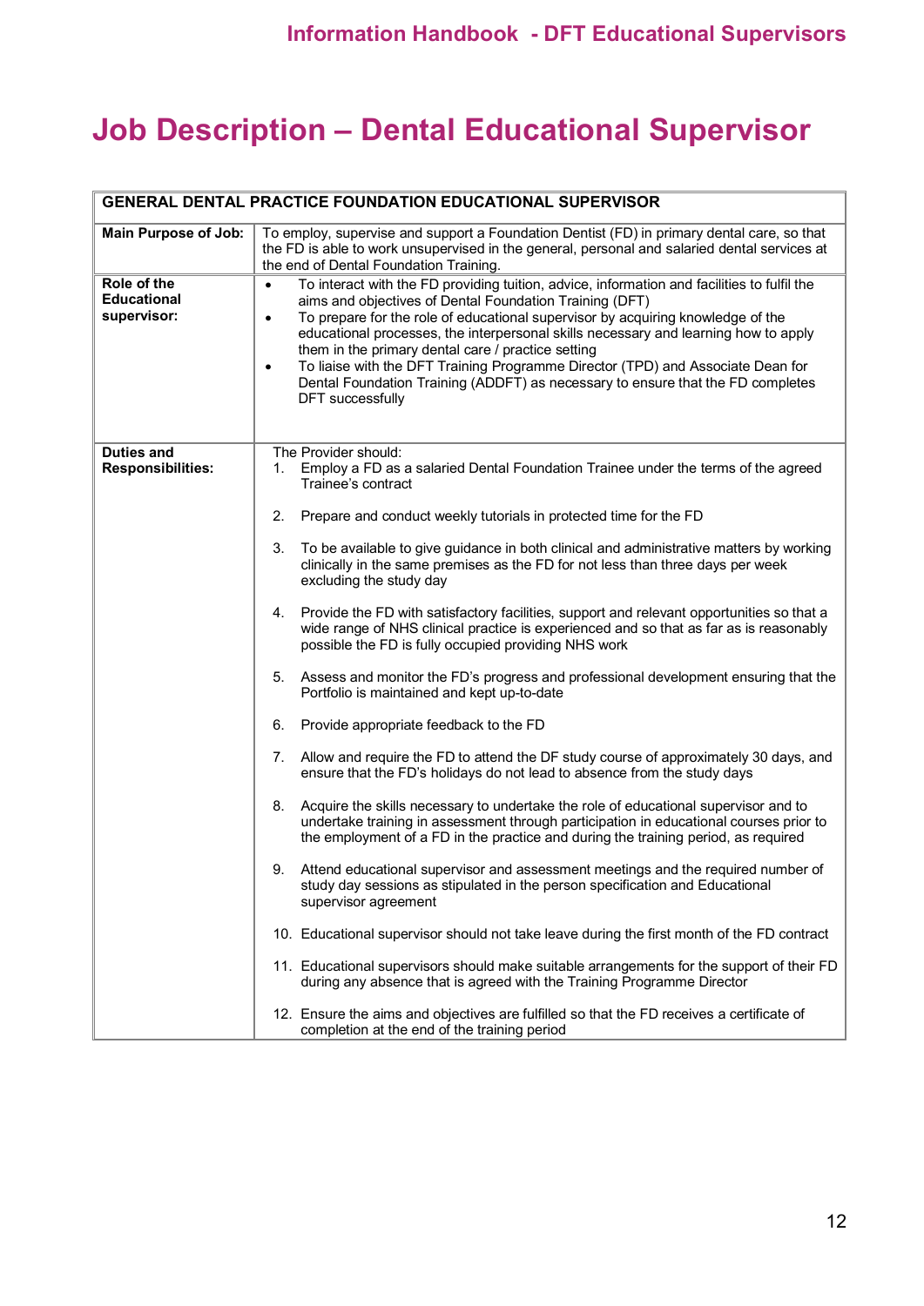# Job Description – Dental Educational Supervisor

| GENERAL DENTAL PRACTICE FOUNDATION EDUCATIONAL SUPERVISOR | |
|---|---|
| **Main Purpose of Job:** | To employ, supervise and support a Foundation Dentist (FD) in primary dental care, so that the FD is able to work unsupervised in the general, personal and salaried dental services at the end of Dental Foundation Training. |
| **Role of the Educational supervisor:** | • To interact with the FD providing tuition, advice, information and facilities to fulfil the aims and objectives of Dental Foundation Training (DFT)<br>• To prepare for the role of educational supervisor by acquiring knowledge of the educational processes, the interpersonal skills necessary and learning how to apply them in the primary dental care / practice setting<br>• To liaise with the DFT Training Programme Director (TPD) and Associate Dean for Dental Foundation Training (ADDFT) as necessary to ensure that the FD completes DFT successfully |
| **Duties and Responsibilities:** | The Provider should:<br>1. Employ a FD as a salaried Dental Foundation Trainee under the terms of the agreed Trainee's contract<br>2. Prepare and conduct weekly tutorials in protected time for the FD<br>3. To be available to give guidance in both clinical and administrative matters by working clinically in the same premises as the FD for not less than three days per week excluding the study day<br>4. Provide the FD with satisfactory facilities, support and relevant opportunities so that a wide range of NHS clinical practice is experienced and so that as far as is reasonably possible the FD is fully occupied providing NHS work<br>5. Assess and monitor the FD's progress and professional development ensuring that the Portfolio is maintained and kept up-to-date<br>6. Provide appropriate feedback to the FD<br>7. Allow and require the FD to attend the DF study course of approximately 30 days, and ensure that the FD's holidays do not lead to absence from the study days<br>8. Acquire the skills necessary to undertake the role of educational supervisor and to undertake training in assessment through participation in educational courses prior to the employment of a FD in the practice and during the training period, as required<br>9. Attend educational supervisor and assessment meetings and the required number of study day sessions as stipulated in the person specification and Educational supervisor agreement<br>10. Educational supervisor should not take leave during the first month of the FD contract<br>11. Educational supervisors should make suitable arrangements for the support of their FD during any absence that is agreed with the Training Programme Director<br>12. Ensure the aims and objectives are fulfilled so that the FD receives a certificate of completion at the end of the training period |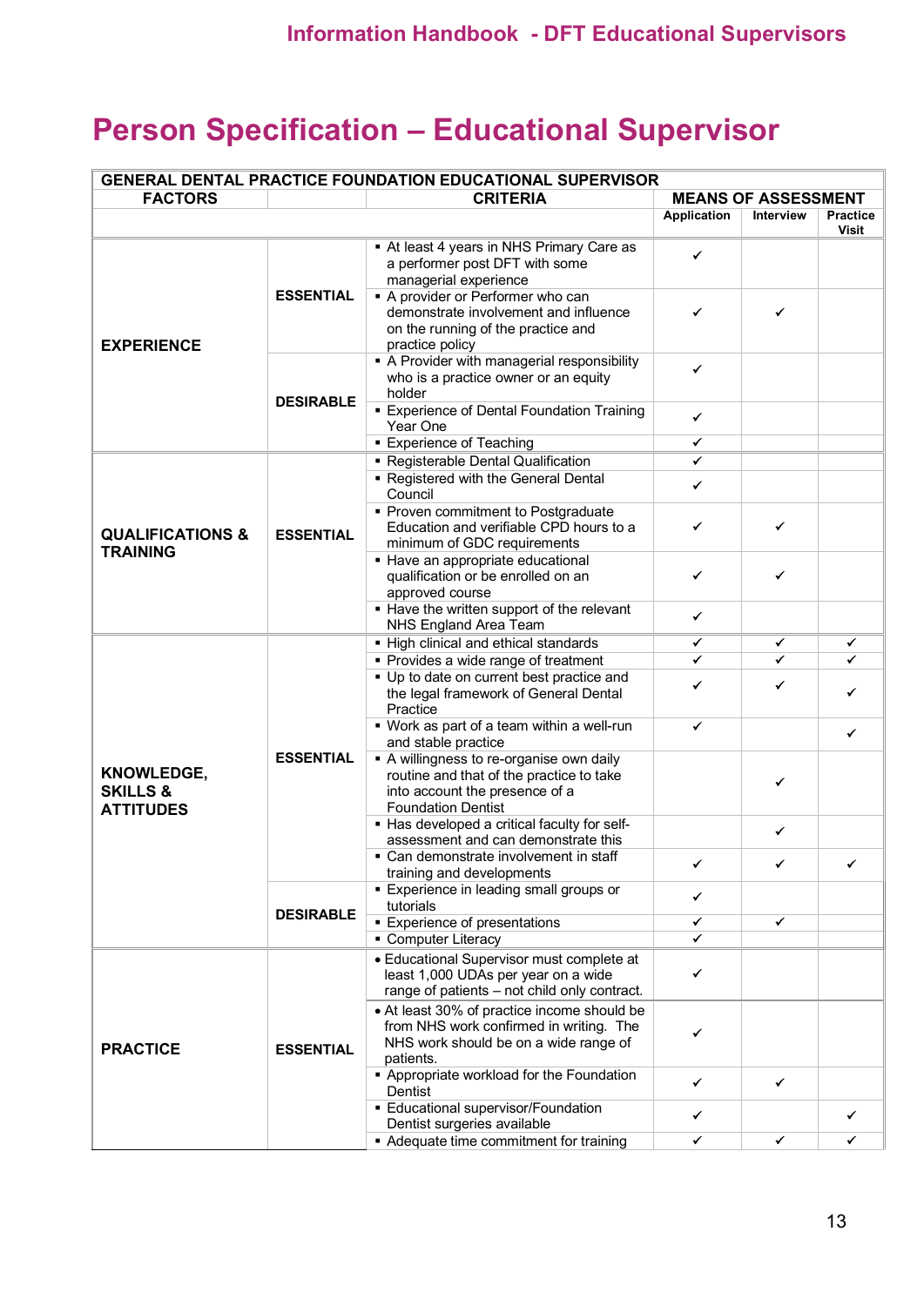# Person Specification – Educational Supervisor

| GENERAL DENTAL PRACTICE FOUNDATION EDUCATIONAL SUPERVISOR | | | | | |
|---|---|---|---|---|---|
| FACTORS | | CRITERIA | MEANS OF ASSESSMENT | | |
| | | | Application | Interview | Practice Visit |
| EXPERIENCE | ESSENTIAL | ▪ At least 4 years in NHS Primary Care as a performer post DFT with some managerial experience | ✓ | | |
| | | ▪ A provider or Performer who can demonstrate involvement and influence on the running of the practice and practice policy | ✓ | ✓ | |
| | DESIRABLE | ▪ A Provider with managerial responsibility who is a practice owner or an equity holder | ✓ | | |
| | | ▪ Experience of Dental Foundation Training Year One | ✓ | | |
| | | ▪ Experience of Teaching | ✓ | | |
| QUALIFICATIONS & TRAINING | ESSENTIAL | ▪ Registerable Dental Qualification | ✓ | | |
| | | ▪ Registered with the General Dental Council | ✓ | | |
| | | ▪ Proven commitment to Postgraduate Education and verifiable CPD hours to a minimum of GDC requirements | ✓ | ✓ | |
| | | ▪ Have an appropriate educational qualification or be enrolled on an approved course | ✓ | ✓ | |
| | | ▪ Have the written support of the relevant NHS England Area Team | ✓ | | |
| KNOWLEDGE, SKILLS & ATTITUDES | ESSENTIAL | ▪ High clinical and ethical standards | ✓ | ✓ | ✓ |
| | | ▪ Provides a wide range of treatment | ✓ | ✓ | ✓ |
| | | ▪ Up to date on current best practice and the legal framework of General Dental Practice | ✓ | ✓ | ✓ |
| | | ▪ Work as part of a team within a well-run and stable practice | ✓ | | ✓ |
| | | ▪ A willingness to re-organise own daily routine and that of the practice to take into account the presence of a Foundation Dentist | | ✓ | |
| | | ▪ Has developed a critical faculty for self-assessment and can demonstrate this | | ✓ | |
| | | ▪ Can demonstrate involvement in staff training and developments | ✓ | ✓ | ✓ |
| | DESIRABLE | ▪ Experience in leading small groups or tutorials | ✓ | | |
| | | ▪ Experience of presentations | ✓ | ✓ | |
| | | ▪ Computer Literacy | ✓ | | |
| PRACTICE | ESSENTIAL | • Educational Supervisor must complete at least 1,000 UDAs per year on a wide range of patients – not child only contract. | ✓ | | |
| | | • At least 30% of practice income should be from NHS work confirmed in writing. The NHS work should be on a wide range of patients. | ✓ | | |
| | | ▪ Appropriate workload for the Foundation Dentist | ✓ | ✓ | |
| | | ▪ Educational supervisor/Foundation Dentist surgeries available | ✓ | | ✓ |
| | | ▪ Adequate time commitment for training | ✓ | ✓ | ✓ |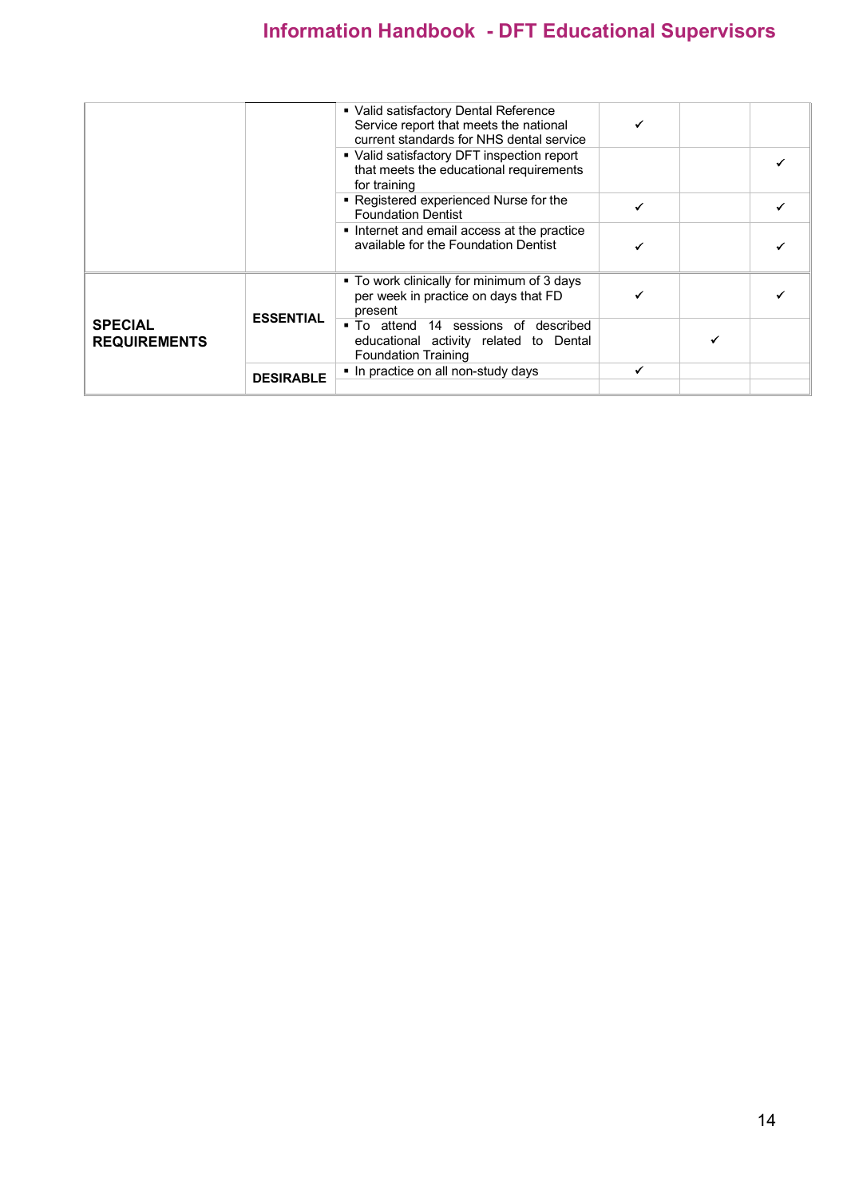| | | | | | |
|---|---|---|---|---|---|
| | | ▪ Valid satisfactory Dental Reference Service report that meets the national current standards for NHS dental service | ✓ | | |
| | | ▪ Valid satisfactory DFT inspection report that meets the educational requirements for training | | | ✓ |
| | | ▪ Registered experienced Nurse for the Foundation Dentist | ✓ | | ✓ |
| | | ▪ Internet and email access at the practice available for the Foundation Dentist | ✓ | | ✓ |
| **SPECIAL REQUIREMENTS** | **ESSENTIAL** | ▪ To work clinically for minimum of 3 days per week in practice on days that FD present | ✓ | | ✓ |
| | | ▪ To attend 14 sessions of described educational activity related to Dental Foundation Training | | ✓ | |
| | **DESIRABLE** | ▪ In practice on all non-study days | ✓ | | |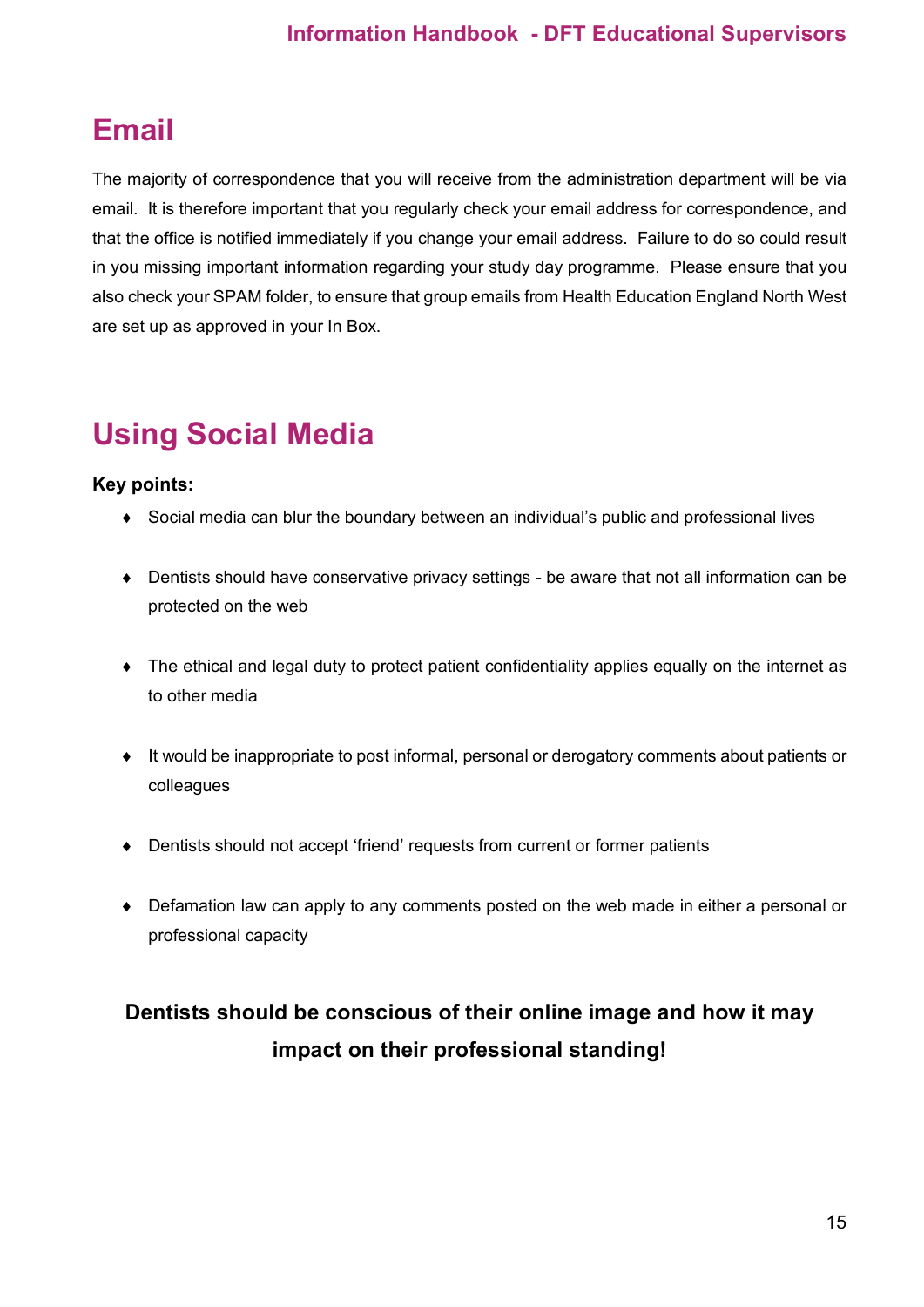# Email

The majority of correspondence that you will receive from the administration department will be via email. It is therefore important that you regularly check your email address for correspondence, and that the office is notified immediately if you change your email address. Failure to do so could result in you missing important information regarding your study day programme. Please ensure that you also check your SPAM folder, to ensure that group emails from Health Education England North West are set up as approved in your In Box.

# Using Social Media

**Key points:**

- Social media can blur the boundary between an individual's public and professional lives
- Dentists should have conservative privacy settings - be aware that not all information can be protected on the web
- The ethical and legal duty to protect patient confidentiality applies equally on the internet as to other media
- It would be inappropriate to post informal, personal or derogatory comments about patients or colleagues
- Dentists should not accept 'friend' requests from current or former patients
- Defamation law can apply to any comments posted on the web made in either a personal or professional capacity

**Dentists should be conscious of their online image and how it may impact on their professional standing!**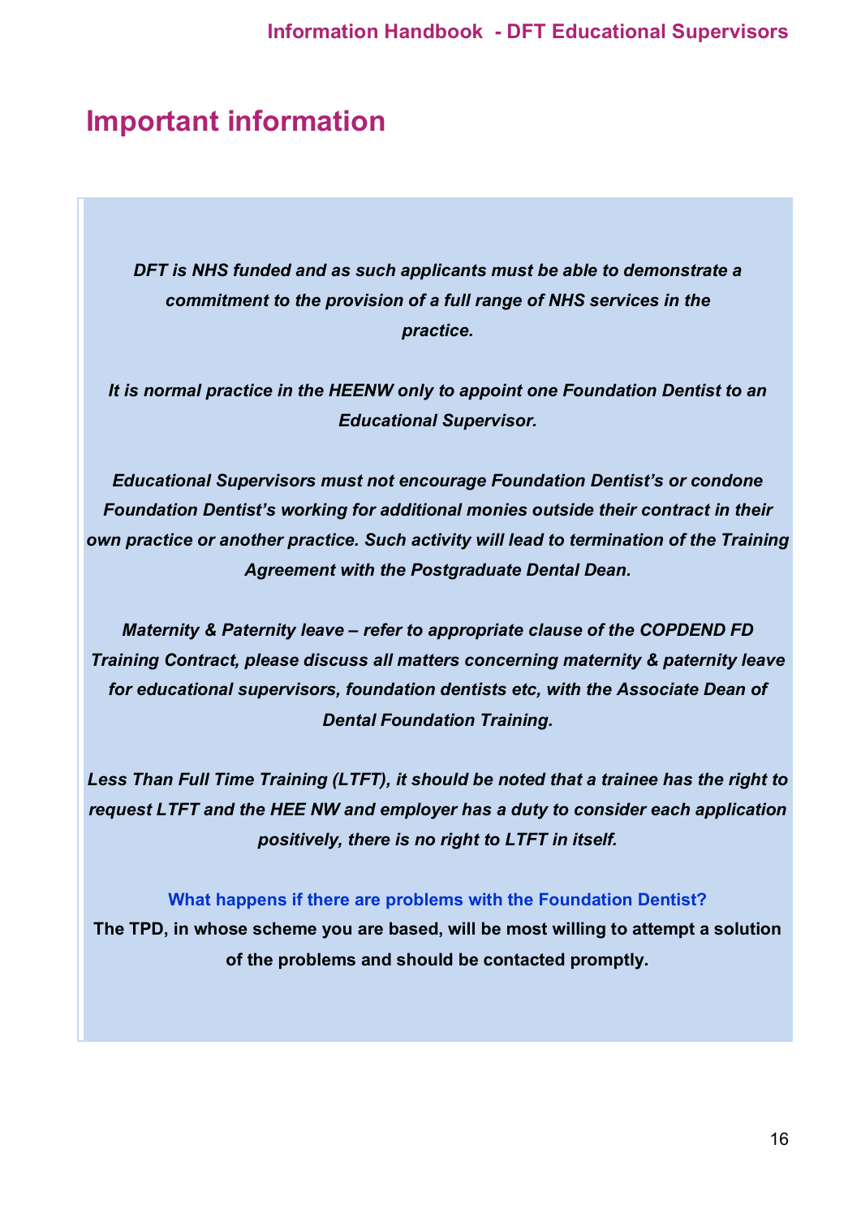# Important information

***DFT is NHS funded and as such applicants must be able to demonstrate a commitment to the provision of a full range of NHS services in the practice.***

***It is normal practice in the HEENW only to appoint one Foundation Dentist to an Educational Supervisor.***

***Educational Supervisors must not encourage Foundation Dentist's or condone Foundation Dentist's working for additional monies outside their contract in their own practice or another practice. Such activity will lead to termination of the Training Agreement with the Postgraduate Dental Dean.***

***Maternity & Paternity leave – refer to appropriate clause of the COPDEND FD Training Contract, please discuss all matters concerning maternity & paternity leave for educational supervisors, foundation dentists etc, with the Associate Dean of Dental Foundation Training.***

***Less Than Full Time Training (LTFT), it should be noted that a trainee has the right to request LTFT and the HEE NW and employer has a duty to consider each application positively, there is no right to LTFT in itself.***

**What happens if there are problems with the Foundation Dentist?**

**The TPD, in whose scheme you are based, will be most willing to attempt a solution of the problems and should be contacted promptly.**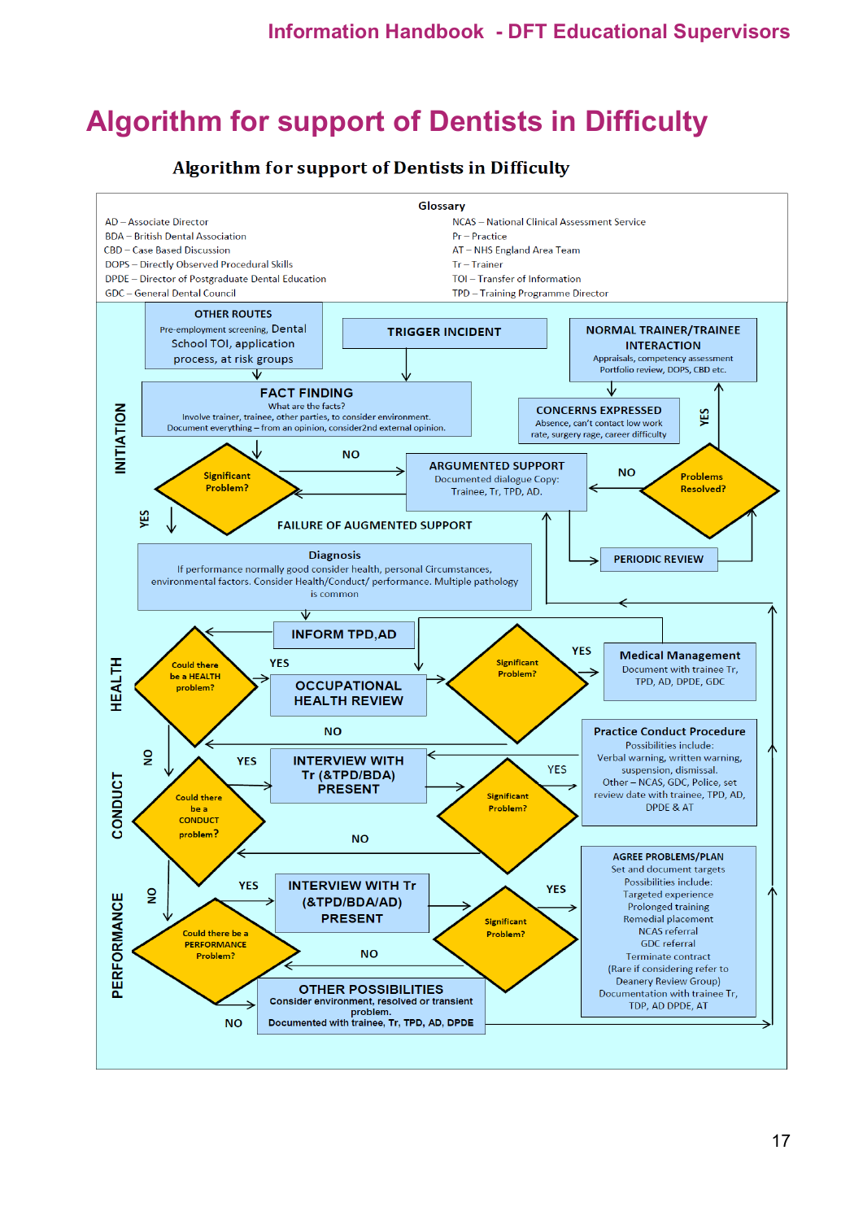# Algorithm for support of Dentists in Difficulty

## Algorithm for support of Dentists in Difficulty

**Glossary**

AD – Associate Director
BDA – British Dental Association
CBD – Case Based Discussion
DOPS – Directly Observed Procedural Skills
DPDE – Director of Postgraduate Dental Education
GDC – General Dental Council
NCAS – National Clinical Assessment Service
Pr – Practice
AT – NHS England Area Team
Tr – Trainer
TOI – Transfer of Information
TPD – Training Programme Director

**INITIATION**

**OTHER ROUTES**
Pre-employment screening, Dental School TOI, application process, at risk groups

**TRIGGER INCIDENT**

**NORMAL TRAINER/TRAINEE INTERACTION**
Appraisals, competency assessment
Portfolio review, DOPS, CBD etc.

**FACT FINDING**
What are the facts?
Involve trainer, trainee, other parties, to consider environment.
Document everything – from an opinion, consider2nd external opinion.

**CONCERNS EXPRESSED**
Absence, can't contact low work rate, surgery rage, career difficulty

Significant Problem? — NO → **ARGUMENTED SUPPORT**
Documented dialogue Copy: Trainee, Tr, TPD, AD.

Problems Resolved? — YES → Normal trainer/trainee interaction; NO → Argumented support

**PERIODIC REVIEW**

FAILURE OF AUGMENTED SUPPORT

Significant Problem? — YES ↓

**Diagnosis**
If performance normally good consider health, personal Circumstances, environmental factors. Consider Health/Conduct/ performance. Multiple pathology is common

**HEALTH**

**INFORM TPD,AD**

Could there be a HEALTH problem? — YES → **OCCUPATIONAL HEALTH REVIEW** → Significant Problem? — YES → **Medical Management**
Document with trainee Tr, TPD, AD, DPDE, GDC

Significant Problem? — NO ←

**CONDUCT**

Could there be a HEALTH problem? — NO ↓

Could there be a CONDUCT problem? — YES → **INTERVIEW WITH Tr (&TPD/BDA) PRESENT** → Significant Problem? — YES → **Practice Conduct Procedure**
Possibilities include:
Verbal warning, written warning, suspension, dismissal.
Other – NCAS, GDC, Police, set review date with trainee, TPD, AD, DPDE & AT

Significant Problem? — NO ←

**PERFORMANCE**

Could there be a CONDUCT problem? — NO ↓

Could there be a PERFORMANCE Problem? — YES → **INTERVIEW WITH Tr (&TPD/BDA/AD) PRESENT** → Significant Problem? — YES → **AGREE PROBLEMS/PLAN**
Set and document targets
Possibilities include:
Targeted experience
Prolonged training
Remedial placement
NCAS referral
GDC referral
Terminate contract
(Rare if considering refer to Deanery Review Group)
Documentation with trainee Tr, TDP, AD DPDE, AT

Significant Problem? — NO ←

Could there be a PERFORMANCE Problem? — NO →

**OTHER POSSIBILITIES**
Consider environment, resolved or transient problem.
Documented with trainee, Tr, TPD, AD, DPDE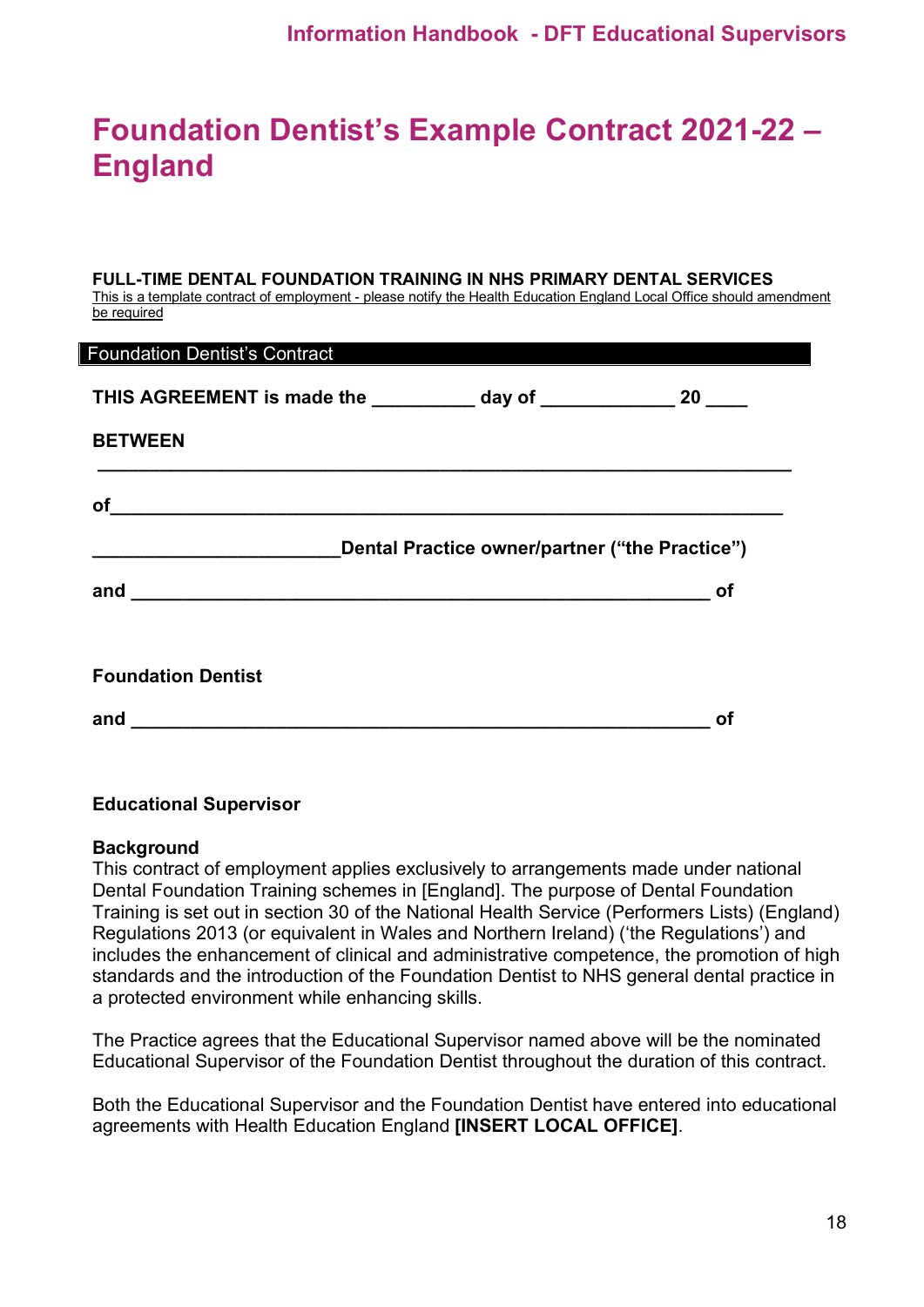# Foundation Dentist's Example Contract 2021-22 – England

**FULL-TIME DENTAL FOUNDATION TRAINING IN NHS PRIMARY DENTAL SERVICES**

<u>This is a template contract of employment - please notify the Health Education England Local Office should amendment be required</u>

Foundation Dentist's Contract

**THIS AGREEMENT is made the __________ day of _____________ 20 ____**

**BETWEEN**

**_________________________________________________________________**

**of_______________________________________________________________**

**________________________Dental Practice owner/partner ("the Practice")**

**and ________________________________________________________ of**

**Foundation Dentist**

**and ________________________________________________________ of**

**Educational Supervisor**

**Background**

This contract of employment applies exclusively to arrangements made under national Dental Foundation Training schemes in [England]. The purpose of Dental Foundation Training is set out in section 30 of the National Health Service (Performers Lists) (England) Regulations 2013 (or equivalent in Wales and Northern Ireland) ('the Regulations') and includes the enhancement of clinical and administrative competence, the promotion of high standards and the introduction of the Foundation Dentist to NHS general dental practice in a protected environment while enhancing skills.

The Practice agrees that the Educational Supervisor named above will be the nominated Educational Supervisor of the Foundation Dentist throughout the duration of this contract.

Both the Educational Supervisor and the Foundation Dentist have entered into educational agreements with Health Education England **[INSERT LOCAL OFFICE]**.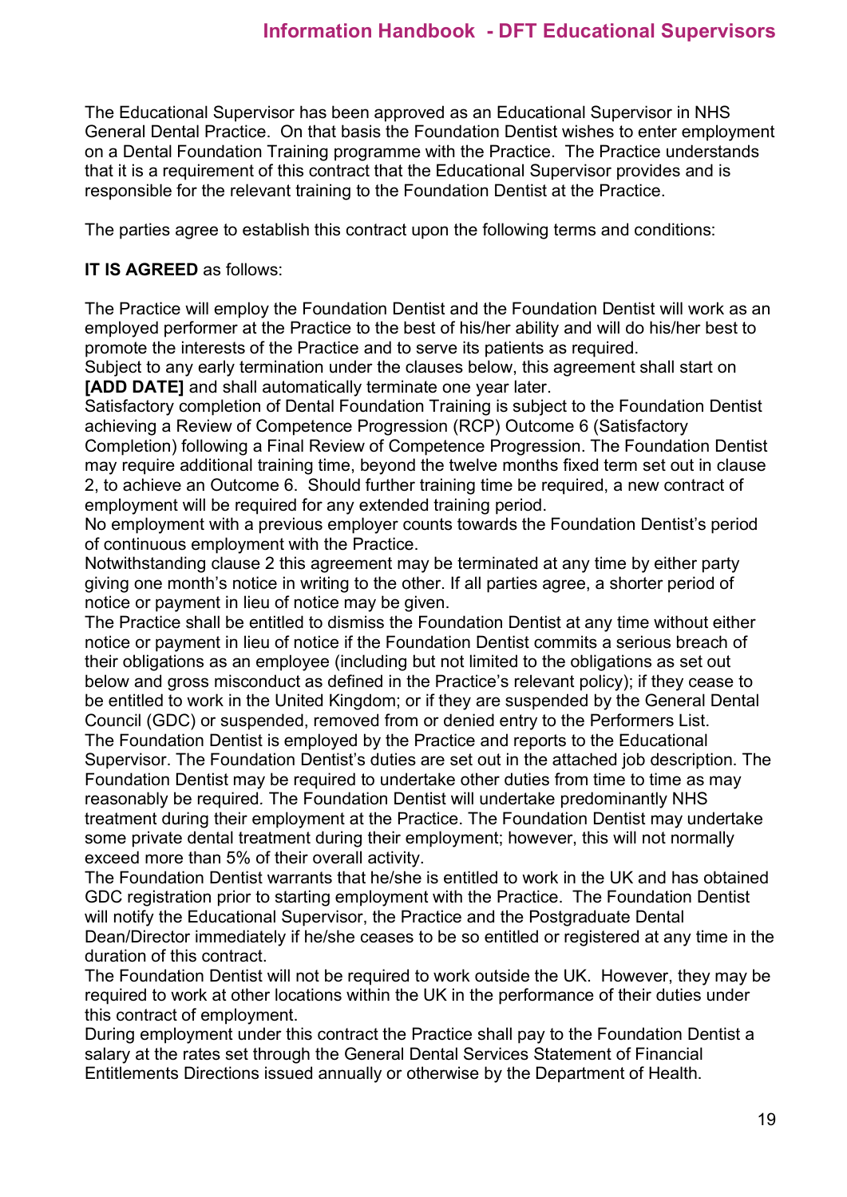The Educational Supervisor has been approved as an Educational Supervisor in NHS General Dental Practice. On that basis the Foundation Dentist wishes to enter employment on a Dental Foundation Training programme with the Practice. The Practice understands that it is a requirement of this contract that the Educational Supervisor provides and is responsible for the relevant training to the Foundation Dentist at the Practice.

The parties agree to establish this contract upon the following terms and conditions:

**IT IS AGREED** as follows:

The Practice will employ the Foundation Dentist and the Foundation Dentist will work as an employed performer at the Practice to the best of his/her ability and will do his/her best to promote the interests of the Practice and to serve its patients as required.
Subject to any early termination under the clauses below, this agreement shall start on **[ADD DATE]** and shall automatically terminate one year later.
Satisfactory completion of Dental Foundation Training is subject to the Foundation Dentist achieving a Review of Competence Progression (RCP) Outcome 6 (Satisfactory Completion) following a Final Review of Competence Progression. The Foundation Dentist may require additional training time, beyond the twelve months fixed term set out in clause 2, to achieve an Outcome 6. Should further training time be required, a new contract of employment will be required for any extended training period.
No employment with a previous employer counts towards the Foundation Dentist's period of continuous employment with the Practice.
Notwithstanding clause 2 this agreement may be terminated at any time by either party giving one month's notice in writing to the other. If all parties agree, a shorter period of notice or payment in lieu of notice may be given.
The Practice shall be entitled to dismiss the Foundation Dentist at any time without either notice or payment in lieu of notice if the Foundation Dentist commits a serious breach of their obligations as an employee (including but not limited to the obligations as set out below and gross misconduct as defined in the Practice's relevant policy); if they cease to be entitled to work in the United Kingdom; or if they are suspended by the General Dental Council (GDC) or suspended, removed from or denied entry to the Performers List.
The Foundation Dentist is employed by the Practice and reports to the Educational Supervisor. The Foundation Dentist's duties are set out in the attached job description. The Foundation Dentist may be required to undertake other duties from time to time as may reasonably be required. The Foundation Dentist will undertake predominantly NHS treatment during their employment at the Practice. The Foundation Dentist may undertake some private dental treatment during their employment; however, this will not normally exceed more than 5% of their overall activity.
The Foundation Dentist warrants that he/she is entitled to work in the UK and has obtained GDC registration prior to starting employment with the Practice. The Foundation Dentist will notify the Educational Supervisor, the Practice and the Postgraduate Dental Dean/Director immediately if he/she ceases to be so entitled or registered at any time in the duration of this contract.
The Foundation Dentist will not be required to work outside the UK. However, they may be required to work at other locations within the UK in the performance of their duties under this contract of employment.
During employment under this contract the Practice shall pay to the Foundation Dentist a salary at the rates set through the General Dental Services Statement of Financial Entitlements Directions issued annually or otherwise by the Department of Health.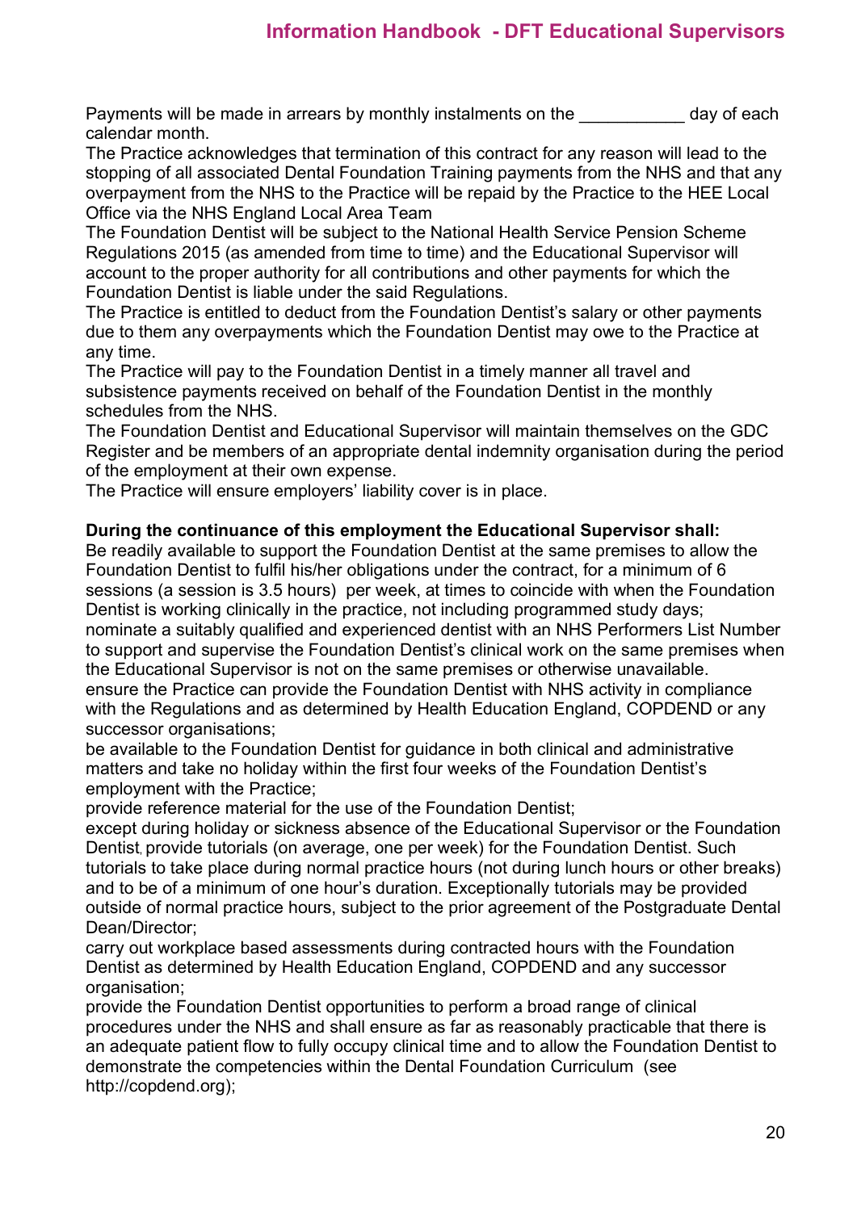Payments will be made in arrears by monthly instalments on the ___________ day of each calendar month.

The Practice acknowledges that termination of this contract for any reason will lead to the stopping of all associated Dental Foundation Training payments from the NHS and that any overpayment from the NHS to the Practice will be repaid by the Practice to the HEE Local Office via the NHS England Local Area Team

The Foundation Dentist will be subject to the National Health Service Pension Scheme Regulations 2015 (as amended from time to time) and the Educational Supervisor will account to the proper authority for all contributions and other payments for which the Foundation Dentist is liable under the said Regulations.

The Practice is entitled to deduct from the Foundation Dentist's salary or other payments due to them any overpayments which the Foundation Dentist may owe to the Practice at any time.

The Practice will pay to the Foundation Dentist in a timely manner all travel and subsistence payments received on behalf of the Foundation Dentist in the monthly schedules from the NHS.

The Foundation Dentist and Educational Supervisor will maintain themselves on the GDC Register and be members of an appropriate dental indemnity organisation during the period of the employment at their own expense.

The Practice will ensure employers' liability cover is in place.

**During the continuance of this employment the Educational Supervisor shall:**

Be readily available to support the Foundation Dentist at the same premises to allow the Foundation Dentist to fulfil his/her obligations under the contract, for a minimum of 6 sessions (a session is 3.5 hours) per week, at times to coincide with when the Foundation Dentist is working clinically in the practice, not including programmed study days;

nominate a suitably qualified and experienced dentist with an NHS Performers List Number to support and supervise the Foundation Dentist's clinical work on the same premises when the Educational Supervisor is not on the same premises or otherwise unavailable.

ensure the Practice can provide the Foundation Dentist with NHS activity in compliance with the Regulations and as determined by Health Education England, COPDEND or any successor organisations;

be available to the Foundation Dentist for guidance in both clinical and administrative matters and take no holiday within the first four weeks of the Foundation Dentist's employment with the Practice;

provide reference material for the use of the Foundation Dentist;

except during holiday or sickness absence of the Educational Supervisor or the Foundation Dentist, provide tutorials (on average, one per week) for the Foundation Dentist. Such tutorials to take place during normal practice hours (not during lunch hours or other breaks) and to be of a minimum of one hour's duration. Exceptionally tutorials may be provided outside of normal practice hours, subject to the prior agreement of the Postgraduate Dental Dean/Director;

carry out workplace based assessments during contracted hours with the Foundation Dentist as determined by Health Education England, COPDEND and any successor organisation;

provide the Foundation Dentist opportunities to perform a broad range of clinical procedures under the NHS and shall ensure as far as reasonably practicable that there is an adequate patient flow to fully occupy clinical time and to allow the Foundation Dentist to demonstrate the competencies within the Dental Foundation Curriculum (see http://copdend.org);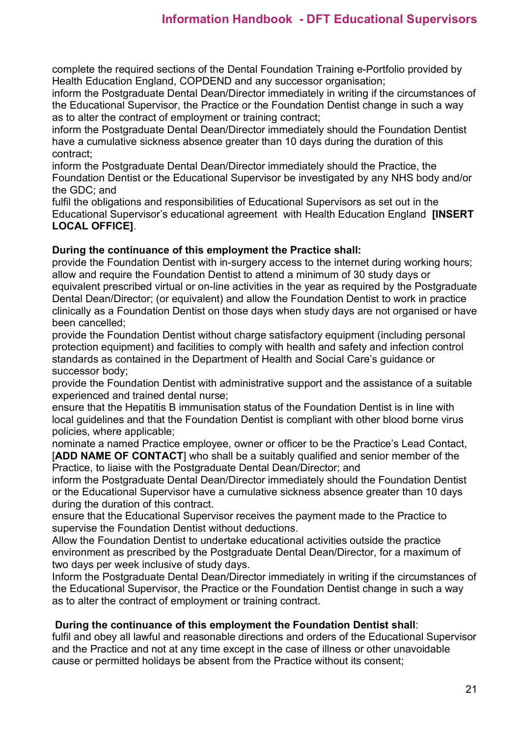complete the required sections of the Dental Foundation Training e-Portfolio provided by Health Education England, COPDEND and any successor organisation;

inform the Postgraduate Dental Dean/Director immediately in writing if the circumstances of the Educational Supervisor, the Practice or the Foundation Dentist change in such a way as to alter the contract of employment or training contract;

inform the Postgraduate Dental Dean/Director immediately should the Foundation Dentist have a cumulative sickness absence greater than 10 days during the duration of this contract;

inform the Postgraduate Dental Dean/Director immediately should the Practice, the Foundation Dentist or the Educational Supervisor be investigated by any NHS body and/or the GDC; and

fulfil the obligations and responsibilities of Educational Supervisors as set out in the Educational Supervisor's educational agreement with Health Education England **[INSERT LOCAL OFFICE]**.

**During the continuance of this employment the Practice shall:**

provide the Foundation Dentist with in-surgery access to the internet during working hours;

allow and require the Foundation Dentist to attend a minimum of 30 study days or equivalent prescribed virtual or on-line activities in the year as required by the Postgraduate Dental Dean/Director; (or equivalent) and allow the Foundation Dentist to work in practice clinically as a Foundation Dentist on those days when study days are not organised or have been cancelled;

provide the Foundation Dentist without charge satisfactory equipment (including personal protection equipment) and facilities to comply with health and safety and infection control standards as contained in the Department of Health and Social Care's guidance or successor body;

provide the Foundation Dentist with administrative support and the assistance of a suitable experienced and trained dental nurse;

ensure that the Hepatitis B immunisation status of the Foundation Dentist is in line with local guidelines and that the Foundation Dentist is compliant with other blood borne virus policies, where applicable;

nominate a named Practice employee, owner or officer to be the Practice's Lead Contact, [**ADD NAME OF CONTACT**] who shall be a suitably qualified and senior member of the Practice, to liaise with the Postgraduate Dental Dean/Director; and

inform the Postgraduate Dental Dean/Director immediately should the Foundation Dentist or the Educational Supervisor have a cumulative sickness absence greater than 10 days during the duration of this contract.

ensure that the Educational Supervisor receives the payment made to the Practice to supervise the Foundation Dentist without deductions.

Allow the Foundation Dentist to undertake educational activities outside the practice environment as prescribed by the Postgraduate Dental Dean/Director, for a maximum of two days per week inclusive of study days.

Inform the Postgraduate Dental Dean/Director immediately in writing if the circumstances of the Educational Supervisor, the Practice or the Foundation Dentist change in such a way as to alter the contract of employment or training contract.

**During the continuance of this employment the Foundation Dentist shall**:

fulfil and obey all lawful and reasonable directions and orders of the Educational Supervisor and the Practice and not at any time except in the case of illness or other unavoidable cause or permitted holidays be absent from the Practice without its consent;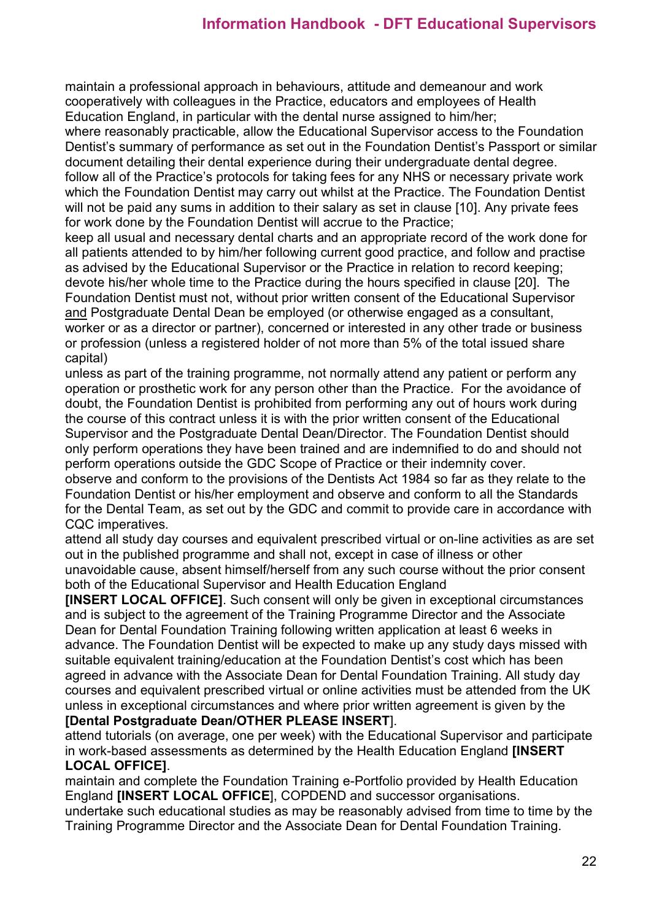maintain a professional approach in behaviours, attitude and demeanour and work cooperatively with colleagues in the Practice, educators and employees of Health Education England, in particular with the dental nurse assigned to him/her;

where reasonably practicable, allow the Educational Supervisor access to the Foundation Dentist's summary of performance as set out in the Foundation Dentist's Passport or similar document detailing their dental experience during their undergraduate dental degree.

follow all of the Practice's protocols for taking fees for any NHS or necessary private work which the Foundation Dentist may carry out whilst at the Practice. The Foundation Dentist will not be paid any sums in addition to their salary as set in clause [10]. Any private fees for work done by the Foundation Dentist will accrue to the Practice;

keep all usual and necessary dental charts and an appropriate record of the work done for all patients attended to by him/her following current good practice, and follow and practise as advised by the Educational Supervisor or the Practice in relation to record keeping;

devote his/her whole time to the Practice during the hours specified in clause [20]. The Foundation Dentist must not, without prior written consent of the Educational Supervisor <u>and</u> Postgraduate Dental Dean be employed (or otherwise engaged as a consultant, worker or as a director or partner), concerned or interested in any other trade or business or profession (unless a registered holder of not more than 5% of the total issued share capital)

unless as part of the training programme, not normally attend any patient or perform any operation or prosthetic work for any person other than the Practice. For the avoidance of doubt, the Foundation Dentist is prohibited from performing any out of hours work during the course of this contract unless it is with the prior written consent of the Educational Supervisor and the Postgraduate Dental Dean/Director. The Foundation Dentist should only perform operations they have been trained and are indemnified to do and should not perform operations outside the GDC Scope of Practice or their indemnity cover.

observe and conform to the provisions of the Dentists Act 1984 so far as they relate to the Foundation Dentist or his/her employment and observe and conform to all the Standards for the Dental Team, as set out by the GDC and commit to provide care in accordance with CQC imperatives.

attend all study day courses and equivalent prescribed virtual or on-line activities as are set out in the published programme and shall not, except in case of illness or other unavoidable cause, absent himself/herself from any such course without the prior consent both of the Educational Supervisor and Health Education England **[INSERT LOCAL OFFICE]**. Such consent will only be given in exceptional circumstances and is subject to the agreement of the Training Programme Director and the Associate Dean for Dental Foundation Training following written application at least 6 weeks in advance. The Foundation Dentist will be expected to make up any study days missed with suitable equivalent training/education at the Foundation Dentist's cost which has been agreed in advance with the Associate Dean for Dental Foundation Training. All study day courses and equivalent prescribed virtual or online activities must be attended from the UK unless in exceptional circumstances and where prior written agreement is given by the **[Dental Postgraduate Dean/OTHER PLEASE INSERT**].

attend tutorials (on average, one per week) with the Educational Supervisor and participate in work-based assessments as determined by the Health Education England **[INSERT LOCAL OFFICE]**.

maintain and complete the Foundation Training e-Portfolio provided by Health Education England **[INSERT LOCAL OFFICE**], COPDEND and successor organisations.

undertake such educational studies as may be reasonably advised from time to time by the Training Programme Director and the Associate Dean for Dental Foundation Training.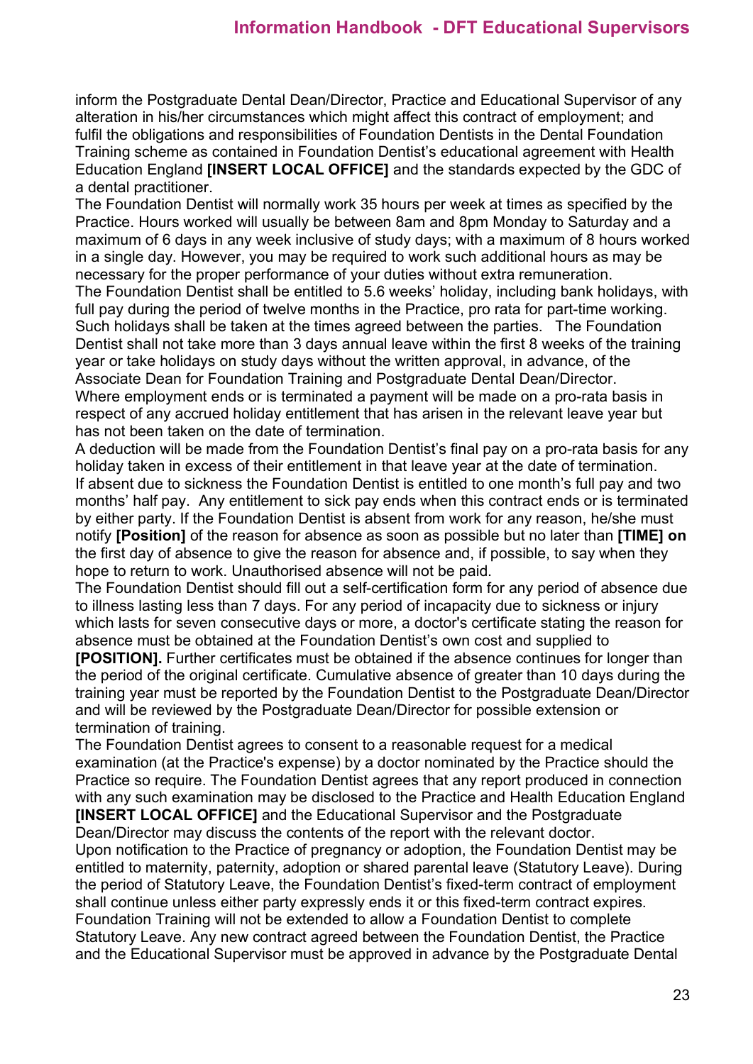inform the Postgraduate Dental Dean/Director, Practice and Educational Supervisor of any alteration in his/her circumstances which might affect this contract of employment; and fulfil the obligations and responsibilities of Foundation Dentists in the Dental Foundation Training scheme as contained in Foundation Dentist's educational agreement with Health Education England **[INSERT LOCAL OFFICE]** and the standards expected by the GDC of a dental practitioner.

The Foundation Dentist will normally work 35 hours per week at times as specified by the Practice. Hours worked will usually be between 8am and 8pm Monday to Saturday and a maximum of 6 days in any week inclusive of study days; with a maximum of 8 hours worked in a single day. However, you may be required to work such additional hours as may be necessary for the proper performance of your duties without extra remuneration.

The Foundation Dentist shall be entitled to 5.6 weeks' holiday, including bank holidays, with full pay during the period of twelve months in the Practice, pro rata for part-time working. Such holidays shall be taken at the times agreed between the parties. The Foundation Dentist shall not take more than 3 days annual leave within the first 8 weeks of the training year or take holidays on study days without the written approval, in advance, of the Associate Dean for Foundation Training and Postgraduate Dental Dean/Director.

Where employment ends or is terminated a payment will be made on a pro-rata basis in respect of any accrued holiday entitlement that has arisen in the relevant leave year but has not been taken on the date of termination.

A deduction will be made from the Foundation Dentist's final pay on a pro-rata basis for any holiday taken in excess of their entitlement in that leave year at the date of termination.

If absent due to sickness the Foundation Dentist is entitled to one month's full pay and two months' half pay. Any entitlement to sick pay ends when this contract ends or is terminated by either party. If the Foundation Dentist is absent from work for any reason, he/she must notify **[Position]** of the reason for absence as soon as possible but no later than **[TIME] on** the first day of absence to give the reason for absence and, if possible, to say when they hope to return to work. Unauthorised absence will not be paid.

The Foundation Dentist should fill out a self-certification form for any period of absence due to illness lasting less than 7 days. For any period of incapacity due to sickness or injury which lasts for seven consecutive days or more, a doctor's certificate stating the reason for absence must be obtained at the Foundation Dentist's own cost and supplied to **[POSITION].** Further certificates must be obtained if the absence continues for longer than the period of the original certificate. Cumulative absence of greater than 10 days during the training year must be reported by the Foundation Dentist to the Postgraduate Dean/Director and will be reviewed by the Postgraduate Dean/Director for possible extension or termination of training.

The Foundation Dentist agrees to consent to a reasonable request for a medical examination (at the Practice's expense) by a doctor nominated by the Practice should the Practice so require. The Foundation Dentist agrees that any report produced in connection with any such examination may be disclosed to the Practice and Health Education England **[INSERT LOCAL OFFICE]** and the Educational Supervisor and the Postgraduate Dean/Director may discuss the contents of the report with the relevant doctor.

Upon notification to the Practice of pregnancy or adoption, the Foundation Dentist may be entitled to maternity, paternity, adoption or shared parental leave (Statutory Leave). During the period of Statutory Leave, the Foundation Dentist's fixed-term contract of employment shall continue unless either party expressly ends it or this fixed-term contract expires. Foundation Training will not be extended to allow a Foundation Dentist to complete Statutory Leave. Any new contract agreed between the Foundation Dentist, the Practice and the Educational Supervisor must be approved in advance by the Postgraduate Dental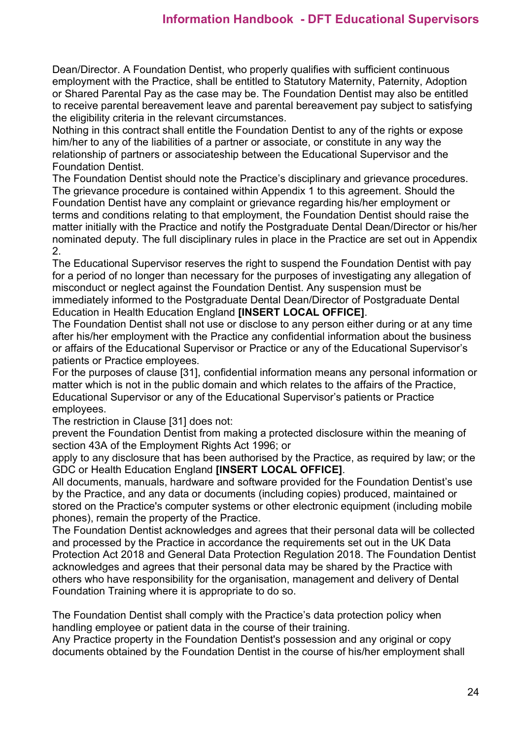Dean/Director. A Foundation Dentist, who properly qualifies with sufficient continuous employment with the Practice, shall be entitled to Statutory Maternity, Paternity, Adoption or Shared Parental Pay as the case may be. The Foundation Dentist may also be entitled to receive parental bereavement leave and parental bereavement pay subject to satisfying the eligibility criteria in the relevant circumstances.

Nothing in this contract shall entitle the Foundation Dentist to any of the rights or expose him/her to any of the liabilities of a partner or associate, or constitute in any way the relationship of partners or associateship between the Educational Supervisor and the Foundation Dentist.

The Foundation Dentist should note the Practice's disciplinary and grievance procedures. The grievance procedure is contained within Appendix 1 to this agreement. Should the Foundation Dentist have any complaint or grievance regarding his/her employment or terms and conditions relating to that employment, the Foundation Dentist should raise the matter initially with the Practice and notify the Postgraduate Dental Dean/Director or his/her nominated deputy. The full disciplinary rules in place in the Practice are set out in Appendix 2.

The Educational Supervisor reserves the right to suspend the Foundation Dentist with pay for a period of no longer than necessary for the purposes of investigating any allegation of misconduct or neglect against the Foundation Dentist. Any suspension must be immediately informed to the Postgraduate Dental Dean/Director of Postgraduate Dental Education in Health Education England **[INSERT LOCAL OFFICE]**.

The Foundation Dentist shall not use or disclose to any person either during or at any time after his/her employment with the Practice any confidential information about the business or affairs of the Educational Supervisor or Practice or any of the Educational Supervisor's patients or Practice employees.

For the purposes of clause [31], confidential information means any personal information or matter which is not in the public domain and which relates to the affairs of the Practice, Educational Supervisor or any of the Educational Supervisor's patients or Practice employees.

The restriction in Clause [31] does not:

prevent the Foundation Dentist from making a protected disclosure within the meaning of section 43A of the Employment Rights Act 1996; or

apply to any disclosure that has been authorised by the Practice, as required by law; or the GDC or Health Education England **[INSERT LOCAL OFFICE]**.

All documents, manuals, hardware and software provided for the Foundation Dentist's use by the Practice, and any data or documents (including copies) produced, maintained or stored on the Practice's computer systems or other electronic equipment (including mobile phones), remain the property of the Practice.

The Foundation Dentist acknowledges and agrees that their personal data will be collected and processed by the Practice in accordance the requirements set out in the UK Data Protection Act 2018 and General Data Protection Regulation 2018. The Foundation Dentist acknowledges and agrees that their personal data may be shared by the Practice with others who have responsibility for the organisation, management and delivery of Dental Foundation Training where it is appropriate to do so.

The Foundation Dentist shall comply with the Practice's data protection policy when handling employee or patient data in the course of their training.

Any Practice property in the Foundation Dentist's possession and any original or copy documents obtained by the Foundation Dentist in the course of his/her employment shall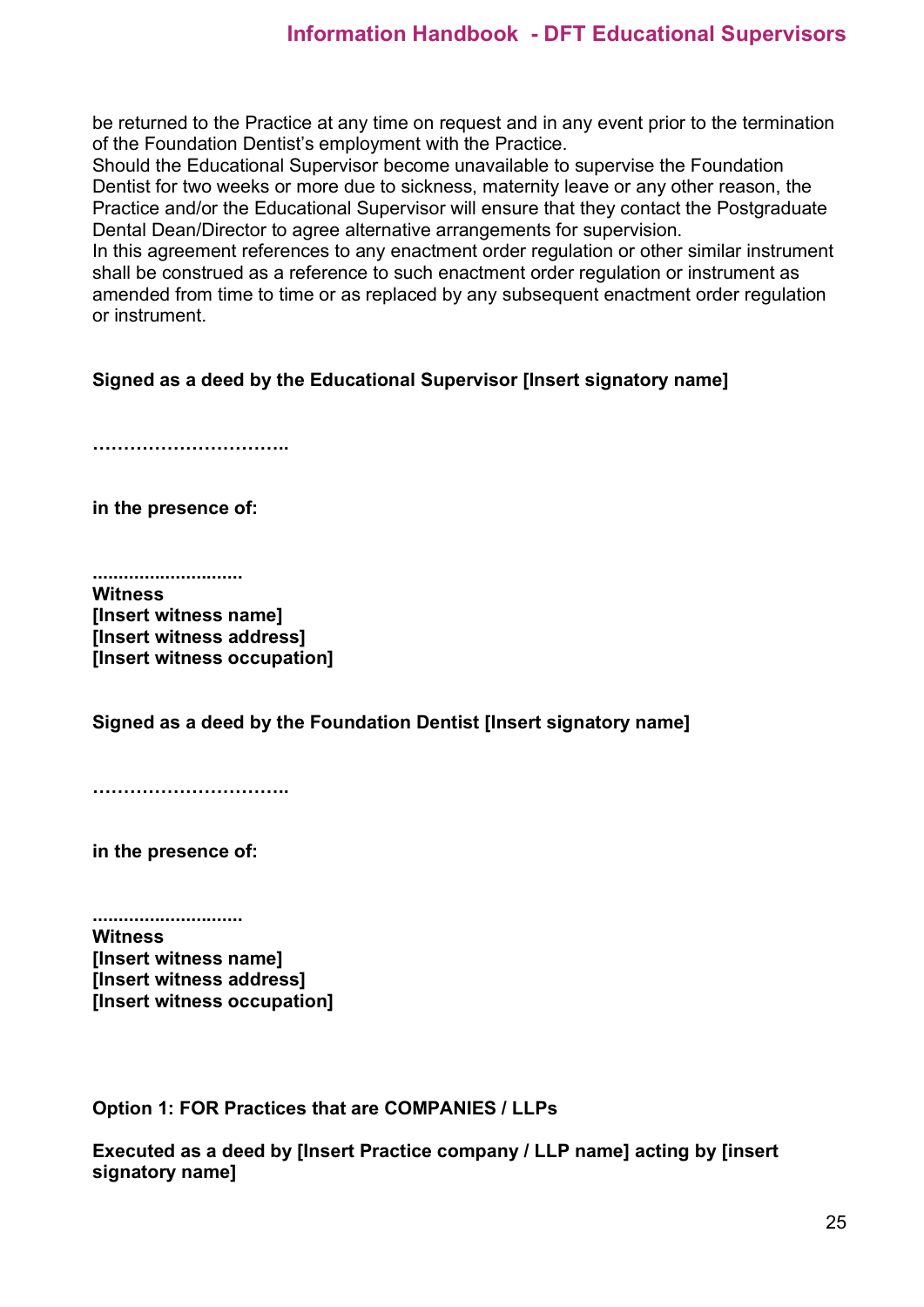be returned to the Practice at any time on request and in any event prior to the termination of the Foundation Dentist's employment with the Practice.
Should the Educational Supervisor become unavailable to supervise the Foundation Dentist for two weeks or more due to sickness, maternity leave or any other reason, the Practice and/or the Educational Supervisor will ensure that they contact the Postgraduate Dental Dean/Director to agree alternative arrangements for supervision.
In this agreement references to any enactment order regulation or other similar instrument shall be construed as a reference to such enactment order regulation or instrument as amended from time to time or as replaced by any subsequent enactment order regulation or instrument.

**Signed as a deed by the Educational Supervisor [Insert signatory name]**

**…………………………..**

**in the present of:**

**............................**
**Witness**
**[Insert witness name]**
**[Insert witness address]**
**[Insert witness occupation]**

**Signed as a deed by the Foundation Dentist [Insert signatory name]**

**…………………………..**

**in the presence of:**

**............................**
**Witness**
**[Insert witness name]**
**[Insert witness address]**
**[Insert witness occupation]**

**Option 1: FOR Practices that are COMPANIES / LLPs**

**Executed as a deed by [Insert Practice company / LLP name] acting by [insert signatory name]**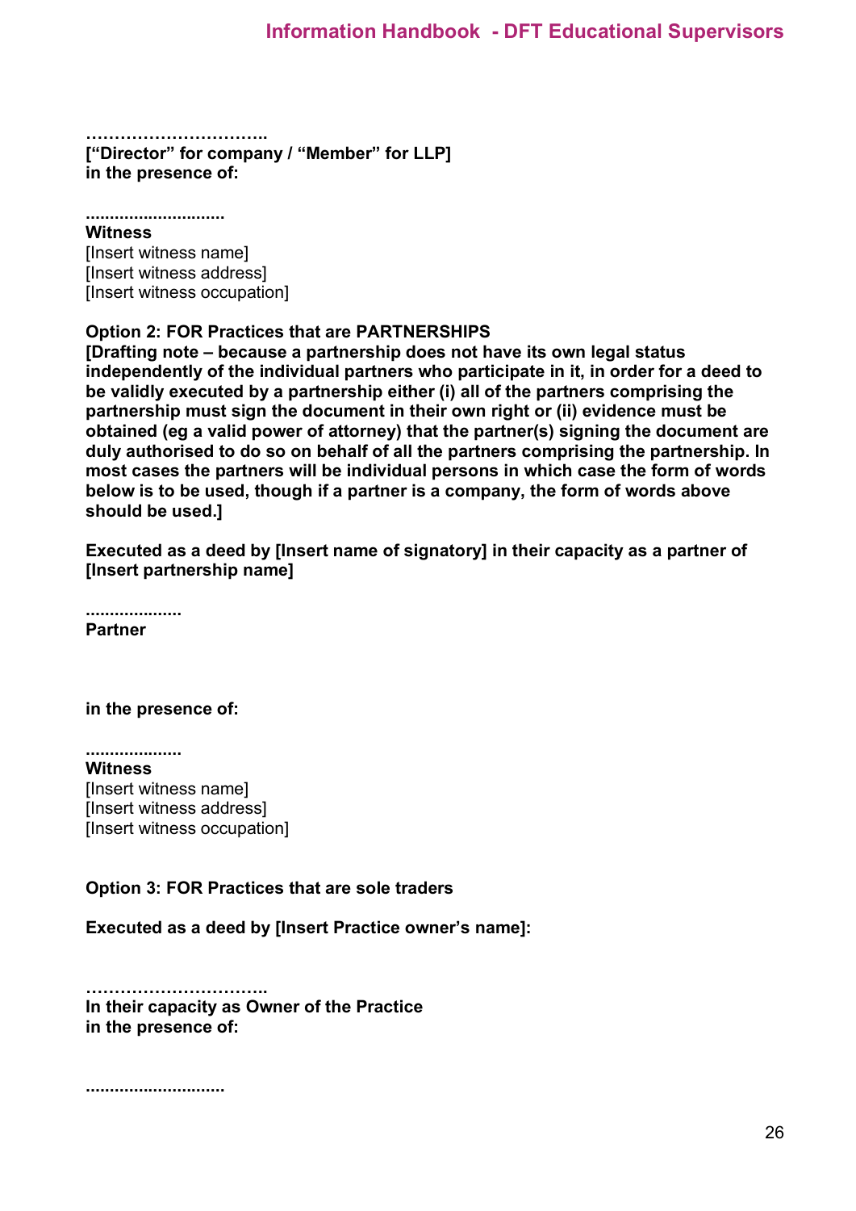…………………………..
**["Director" for company / "Member" for LLP]**
**in the presence of:**

............................
**Witness**
[Insert witness name]
[Insert witness address]
[Insert witness occupation]

**Option 2: FOR Practices that are PARTNERSHIPS**
**[Drafting note – because a partnership does not have its own legal status independently of the individual partners who participate in it, in order for a deed to be validly executed by a partnership either (i) all of the partners comprising the partnership must sign the document in their own right or (ii) evidence must be obtained (eg a valid power of attorney) that the partner(s) signing the document are duly authorised to do so on behalf of all the partners comprising the partnership. In most cases the partners will be individual persons in which case the form of words below is to be used, though if a partner is a company, the form of words above should be used.]**

**Executed as a deed by [Insert name of signatory] in their capacity as a partner of [Insert partnership name]**

...................
**Partner**

**in the presence of:**

...................
**Witness**
[Insert witness name]
[Insert witness address]
[Insert witness occupation]

**Option 3: FOR Practices that are sole traders**

**Executed as a deed by [Insert Practice owner's name]:**

…………………………..
**In their capacity as Owner of the Practice**
**in the presence of:**

............................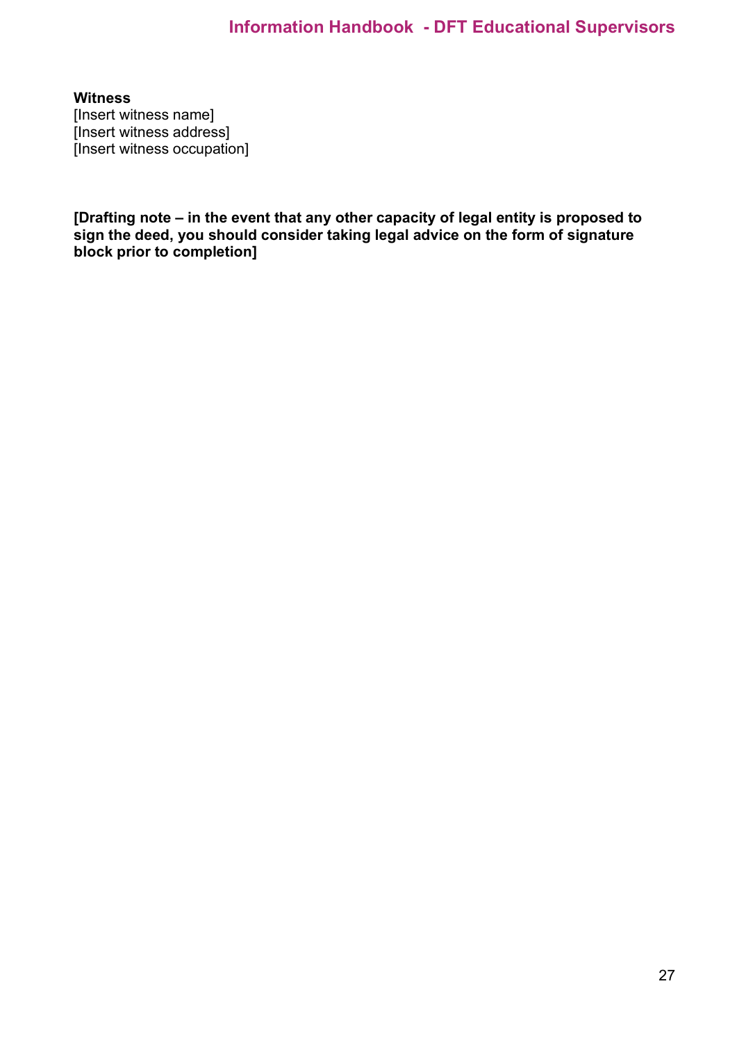**Witness**
[Insert witness name]
[Insert witness address]
[Insert witness occupation]

**[Drafting note – in the event that any other capacity of legal entity is proposed to sign the deed, you should consider taking legal advice on the form of signature block prior to completion]**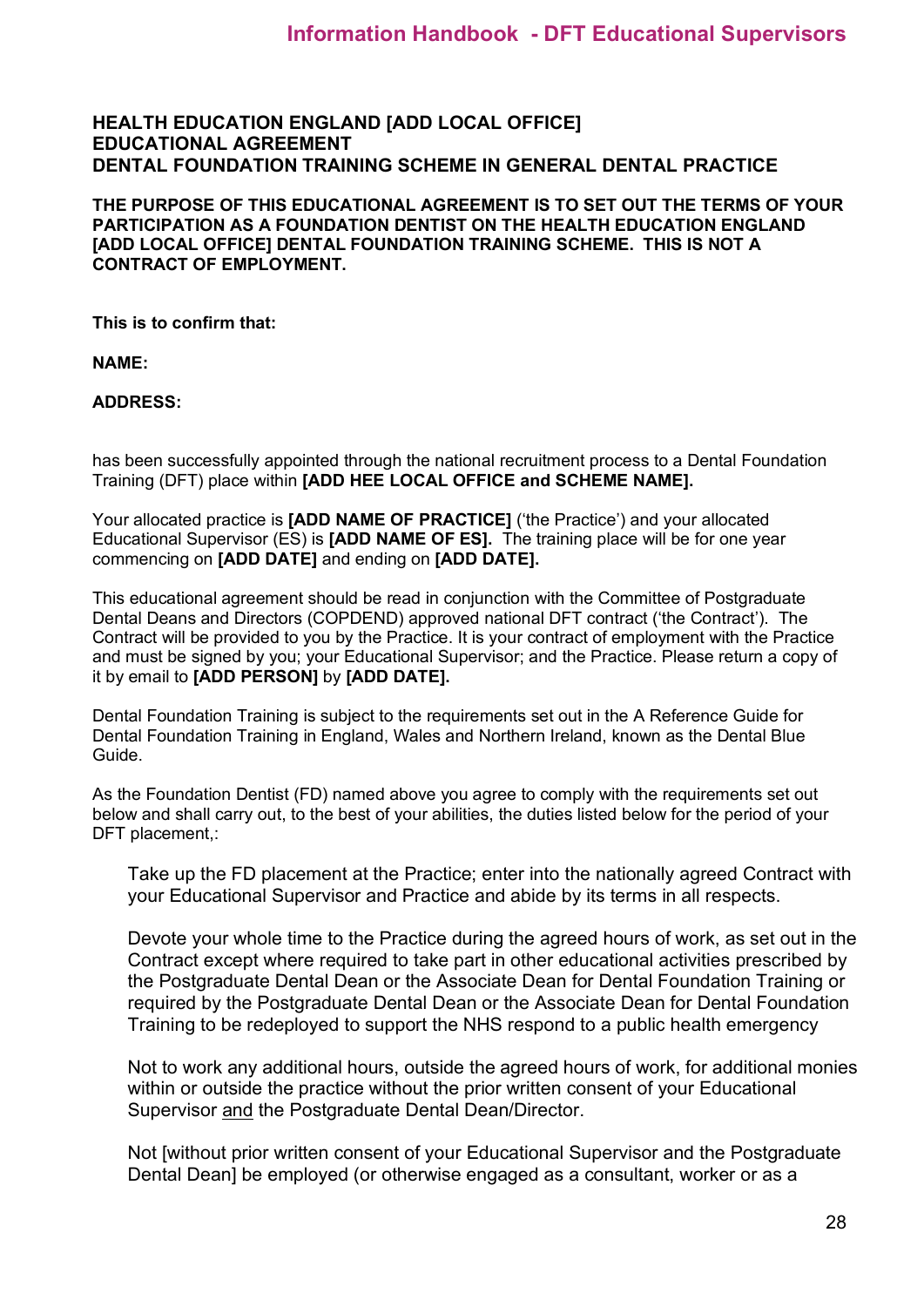**HEALTH EDUCATION ENGLAND [ADD LOCAL OFFICE]**
**EDUCATIONAL AGREEMENT**
**DENTAL FOUNDATION TRAINING SCHEME IN GENERAL DENTAL PRACTICE**

**THE PURPOSE OF THIS EDUCATIONAL AGREEMENT IS TO SET OUT THE TERMS OF YOUR PARTICIPATION AS A FOUNDATION DENTIST ON THE HEALTH EDUCATION ENGLAND [ADD LOCAL OFFICE] DENTAL FOUNDATION TRAINING SCHEME. THIS IS NOT A CONTRACT OF EMPLOYMENT.**

**This is to confirm that:**

**NAME:**

**ADDRESS:**

has been successfully appointed through the national recruitment process to a Dental Foundation Training (DFT) place within **[ADD HEE LOCAL OFFICE and SCHEME NAME].**

Your allocated practice is **[ADD NAME OF PRACTICE]** ('the Practice') and your allocated Educational Supervisor (ES) is **[ADD NAME OF ES].** The training place will be for one year commencing on **[ADD DATE]** and ending on **[ADD DATE].**

This educational agreement should be read in conjunction with the Committee of Postgraduate Dental Deans and Directors (COPDEND) approved national DFT contract ('the Contract'). The Contract will be provided to you by the Practice. It is your contract of employment with the Practice and must be signed by you; your Educational Supervisor; and the Practice. Please return a copy of it by email to **[ADD PERSON]** by **[ADD DATE].**

Dental Foundation Training is subject to the requirements set out in the A Reference Guide for Dental Foundation Training in England, Wales and Northern Ireland, known as the Dental Blue Guide.

As the Foundation Dentist (FD) named above you agree to comply with the requirements set out below and shall carry out, to the best of your abilities, the duties listed below for the period of your DFT placement,:

Take up the FD placement at the Practice; enter into the nationally agreed Contract with your Educational Supervisor and Practice and abide by its terms in all respects.

Devote your whole time to the Practice during the agreed hours of work, as set out in the Contract except where required to take part in other educational activities prescribed by the Postgraduate Dental Dean or the Associate Dean for Dental Foundation Training or required by the Postgraduate Dental Dean or the Associate Dean for Dental Foundation Training to be redeployed to support the NHS respond to a public health emergency

Not to work any additional hours, outside the agreed hours of work, for additional monies within or outside the practice without the prior written consent of your Educational Supervisor and the Postgraduate Dental Dean/Director.

Not [without prior written consent of your Educational Supervisor and the Postgraduate Dental Dean] be employed (or otherwise engaged as a consultant, worker or as a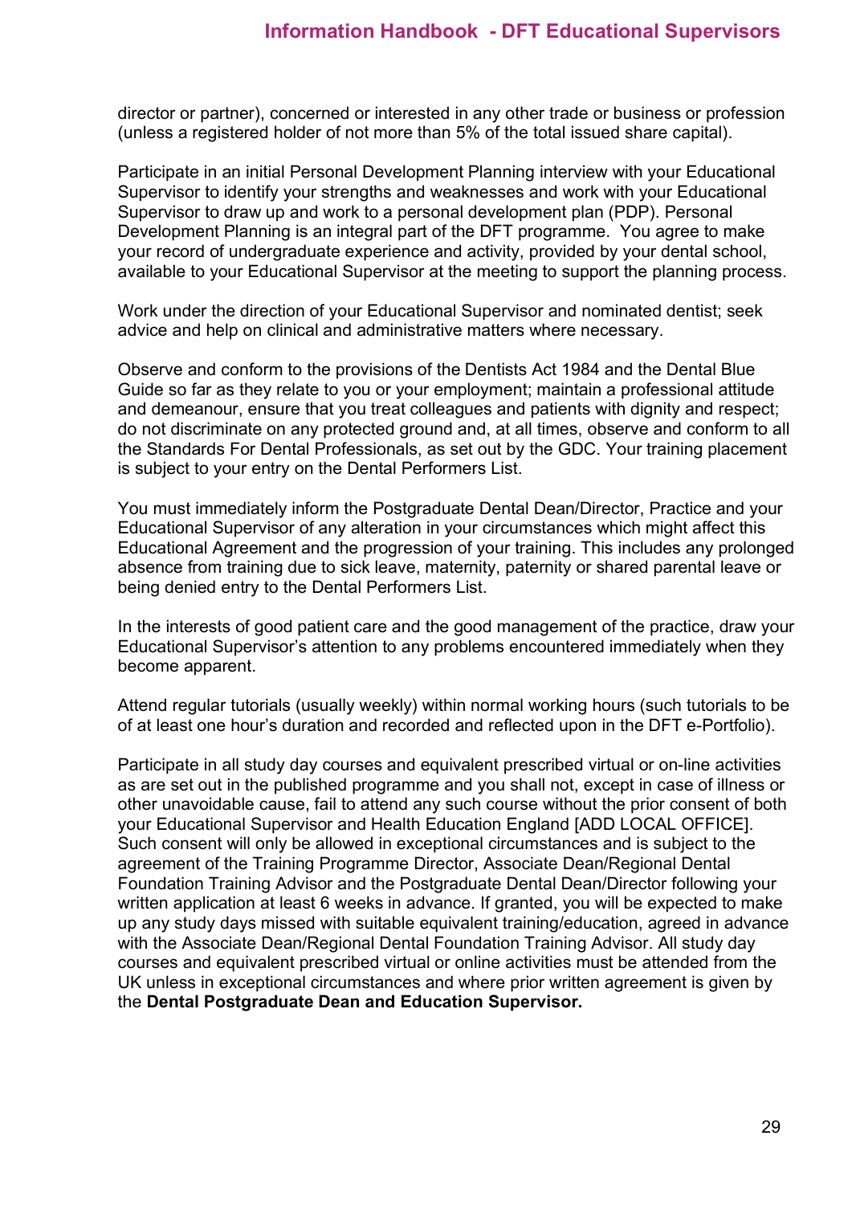director or partner), concerned or interested in any other trade or business or profession (unless a registered holder of not more than 5% of the total issued share capital).

Participate in an initial Personal Development Planning interview with your Educational Supervisor to identify your strengths and weaknesses and work with your Educational Supervisor to draw up and work to a personal development plan (PDP). Personal Development Planning is an integral part of the DFT programme. You agree to make your record of undergraduate experience and activity, provided by your dental school, available to your Educational Supervisor at the meeting to support the planning process.

Work under the direction of your Educational Supervisor and nominated dentist; seek advice and help on clinical and administrative matters where necessary.

Observe and conform to the provisions of the Dentists Act 1984 and the Dental Blue Guide so far as they relate to you or your employment; maintain a professional attitude and demeanour, ensure that you treat colleagues and patients with dignity and respect; do not discriminate on any protected ground and, at all times, observe and conform to all the Standards For Dental Professionals, as set out by the GDC. Your training placement is subject to your entry on the Dental Performers List.

You must immediately inform the Postgraduate Dental Dean/Director, Practice and your Educational Supervisor of any alteration in your circumstances which might affect this Educational Agreement and the progression of your training. This includes any prolonged absence from training due to sick leave, maternity, paternity or shared parental leave or being denied entry to the Dental Performers List.

In the interests of good patient care and the good management of the practice, draw your Educational Supervisor's attention to any problems encountered immediately when they become apparent.

Attend regular tutorials (usually weekly) within normal working hours (such tutorials to be of at least one hour's duration and recorded and reflected upon in the DFT e-Portfolio).

Participate in all study day courses and equivalent prescribed virtual or on-line activities as are set out in the published programme and you shall not, except in case of illness or other unavoidable cause, fail to attend any such course without the prior consent of both your Educational Supervisor and Health Education England [ADD LOCAL OFFICE]. Such consent will only be allowed in exceptional circumstances and is subject to the agreement of the Training Programme Director, Associate Dean/Regional Dental Foundation Training Advisor and the Postgraduate Dental Dean/Director following your written application at least 6 weeks in advance. If granted, you will be expected to make up any study days missed with suitable equivalent training/education, agreed in advance with the Associate Dean/Regional Dental Foundation Training Advisor. All study day courses and equivalent prescribed virtual or online activities must be attended from the UK unless in exceptional circumstances and where prior written agreement is given by the **Dental Postgraduate Dean and Education Supervisor.**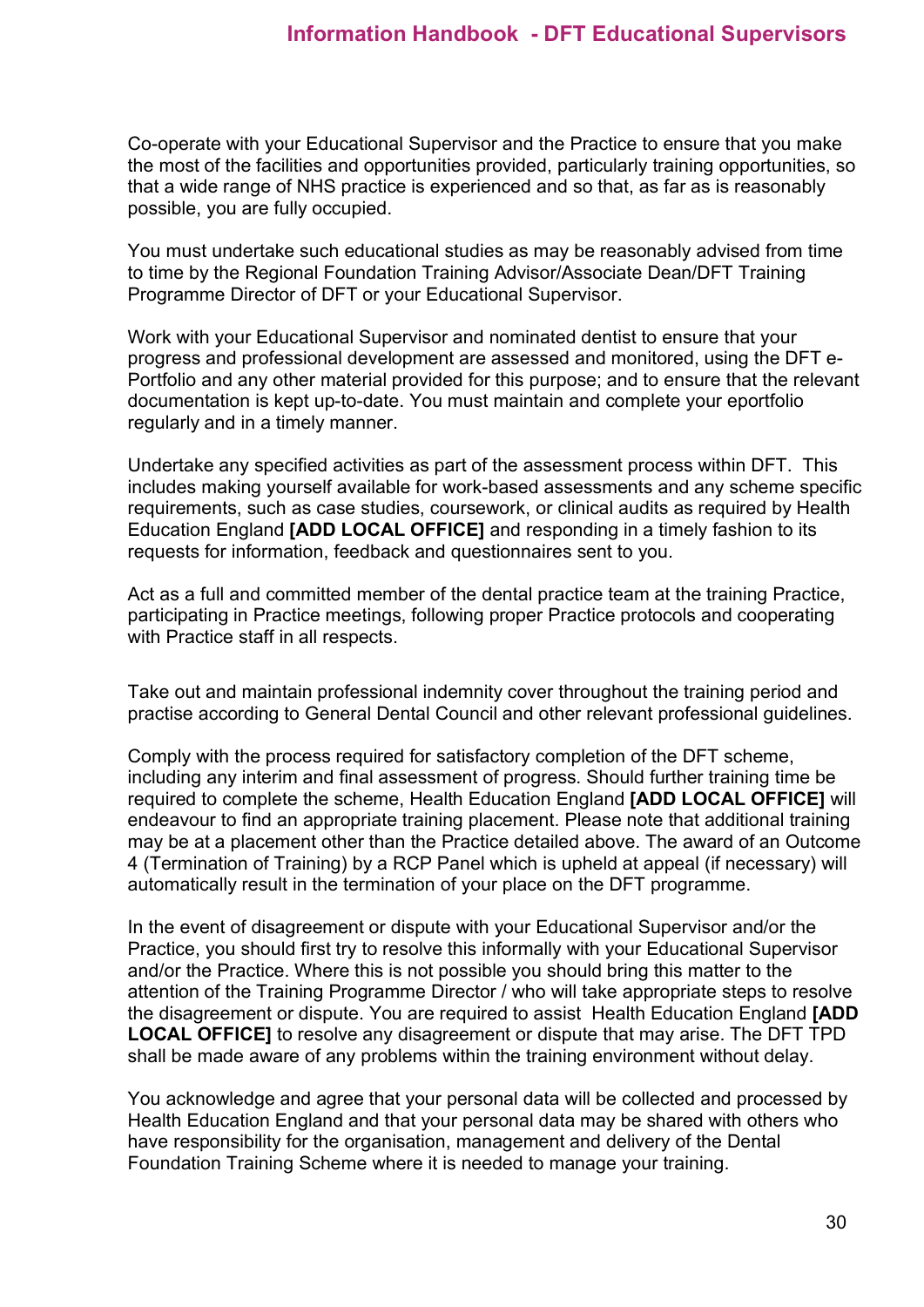Co-operate with your Educational Supervisor and the Practice to ensure that you make the most of the facilities and opportunities provided, particularly training opportunities, so that a wide range of NHS practice is experienced and so that, as far as is reasonably possible, you are fully occupied.

You must undertake such educational studies as may be reasonably advised from time to time by the Regional Foundation Training Advisor/Associate Dean/DFT Training Programme Director of DFT or your Educational Supervisor.

Work with your Educational Supervisor and nominated dentist to ensure that your progress and professional development are assessed and monitored, using the DFT e-Portfolio and any other material provided for this purpose; and to ensure that the relevant documentation is kept up-to-date. You must maintain and complete your eportfolio regularly and in a timely manner.

Undertake any specified activities as part of the assessment process within DFT. This includes making yourself available for work-based assessments and any scheme specific requirements, such as case studies, coursework, or clinical audits as required by Health Education England **[ADD LOCAL OFFICE]** and responding in a timely fashion to its requests for information, feedback and questionnaires sent to you.

Act as a full and committed member of the dental practice team at the training Practice, participating in Practice meetings, following proper Practice protocols and cooperating with Practice staff in all respects.

Take out and maintain professional indemnity cover throughout the training period and practise according to General Dental Council and other relevant professional guidelines.

Comply with the process required for satisfactory completion of the DFT scheme, including any interim and final assessment of progress. Should further training time be required to complete the scheme, Health Education England **[ADD LOCAL OFFICE]** will endeavour to find an appropriate training placement. Please note that additional training may be at a placement other than the Practice detailed above. The award of an Outcome 4 (Termination of Training) by a RCP Panel which is upheld at appeal (if necessary) will automatically result in the termination of your place on the DFT programme.

In the event of disagreement or dispute with your Educational Supervisor and/or the Practice, you should first try to resolve this informally with your Educational Supervisor and/or the Practice. Where this is not possible you should bring this matter to the attention of the Training Programme Director / who will take appropriate steps to resolve the disagreement or dispute. You are required to assist Health Education England **[ADD LOCAL OFFICE]** to resolve any disagreement or dispute that may arise. The DFT TPD shall be made aware of any problems within the training environment without delay.

You acknowledge and agree that your personal data will be collected and processed by Health Education England and that your personal data may be shared with others who have responsibility for the organisation, management and delivery of the Dental Foundation Training Scheme where it is needed to manage your training.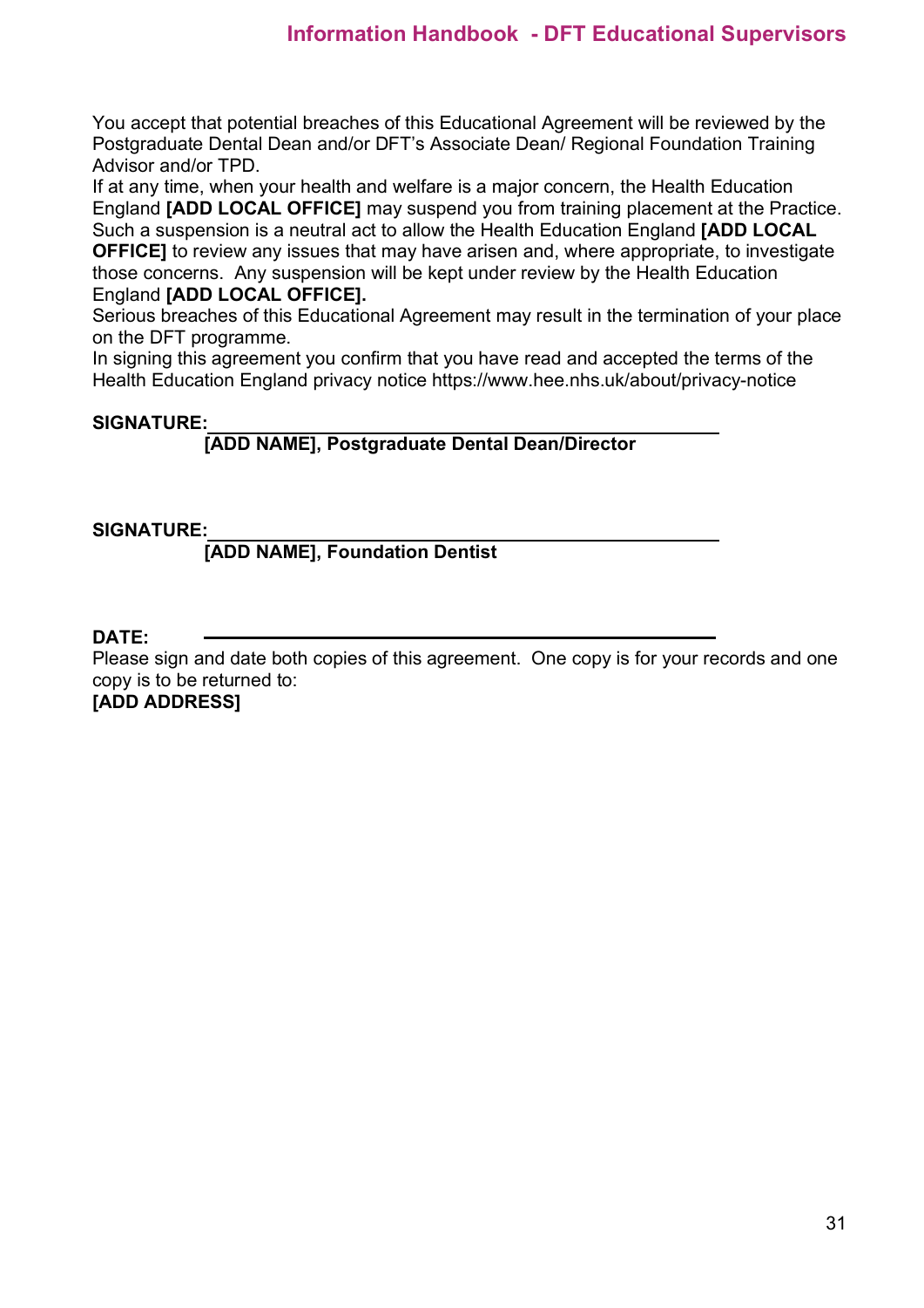You accept that potential breaches of this Educational Agreement will be reviewed by the Postgraduate Dental Dean and/or DFT's Associate Dean/ Regional Foundation Training Advisor and/or TPD.

If at any time, when your health and welfare is a major concern, the Health Education England **[ADD LOCAL OFFICE]** may suspend you from training placement at the Practice. Such a suspension is a neutral act to allow the Health Education England **[ADD LOCAL OFFICE]** to review any issues that may have arisen and, where appropriate, to investigate those concerns. Any suspension will be kept under review by the Health Education England **[ADD LOCAL OFFICE].**

Serious breaches of this Educational Agreement may result in the termination of your place on the DFT programme.

In signing this agreement you confirm that you have read and accepted the terms of the Health Education England privacy notice https://www.hee.nhs.uk/about/privacy-notice

**SIGNATURE:** ______________________________________________

**[ADD NAME], Postgraduate Dental Dean/Director**

**SIGNATURE:** ______________________________________________

**[ADD NAME], Foundation Dentist**

**DATE:** ______________________________________________

Please sign and date both copies of this agreement. One copy is for your records and one copy is to be returned to:

**[ADD ADDRESS]**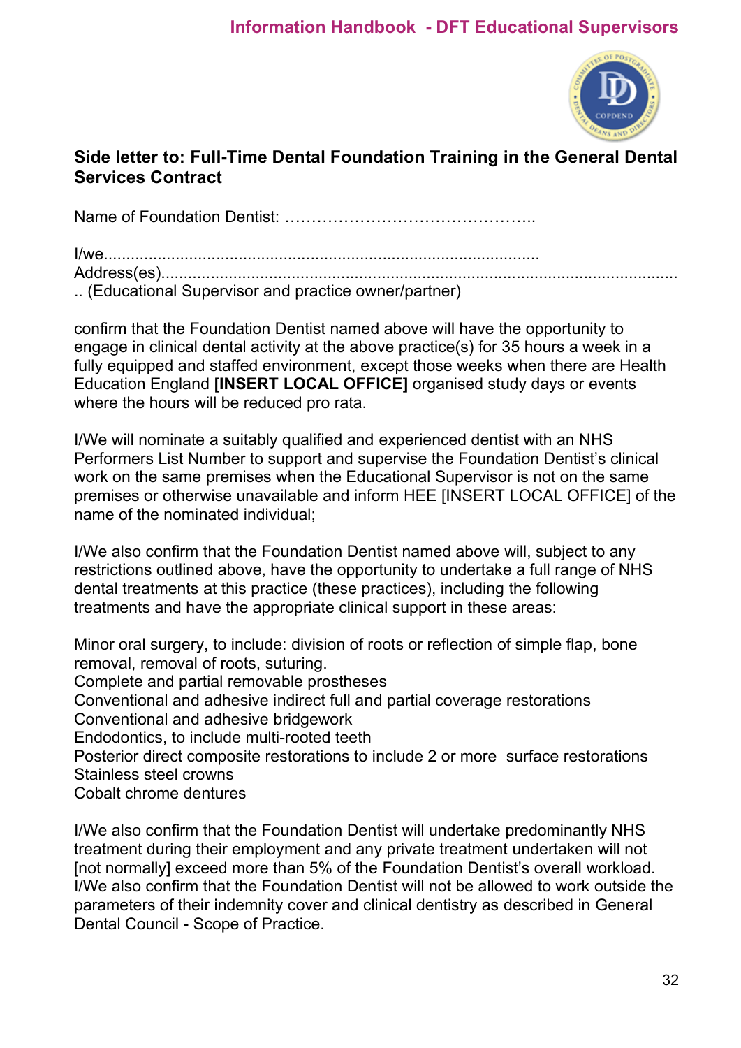**Side letter to: Full-Time Dental Foundation Training in the General Dental Services Contract**

Name of Foundation Dentist: ………………………………………..

I/we...............................................................................................
Address(es)...................................................................................................................
.. (Educational Supervisor and practice owner/partner)

confirm that the Foundation Dentist named above will have the opportunity to engage in clinical dental activity at the above practice(s) for 35 hours a week in a fully equipped and staffed environment, except those weeks when there are Health Education England **[INSERT LOCAL OFFICE]** organised study days or events where the hours will be reduced pro rata.

I/We will nominate a suitably qualified and experienced dentist with an NHS Performers List Number to support and supervise the Foundation Dentist's clinical work on the same premises when the Educational Supervisor is not on the same premises or otherwise unavailable and inform HEE [INSERT LOCAL OFFICE] of the name of the nominated individual;

I/We also confirm that the Foundation Dentist named above will, subject to any restrictions outlined above, have the opportunity to undertake a full range of NHS dental treatments at this practice (these practices), including the following treatments and have the appropriate clinical support in these areas:

Minor oral surgery, to include: division of roots or reflection of simple flap, bone removal, removal of roots, suturing.
Complete and partial removable prostheses
Conventional and adhesive indirect full and partial coverage restorations
Conventional and adhesive bridgework
Endodontics, to include multi-rooted teeth
Posterior direct composite restorations to include 2 or more surface restorations
Stainless steel crowns
Cobalt chrome dentures

I/We also confirm that the Foundation Dentist will undertake predominantly NHS treatment during their employment and any private treatment undertaken will not [not normally] exceed more than 5% of the Foundation Dentist's overall workload. I/We also confirm that the Foundation Dentist will not be allowed to work outside the parameters of their indemnity cover and clinical dentistry as described in General Dental Council - Scope of Practice.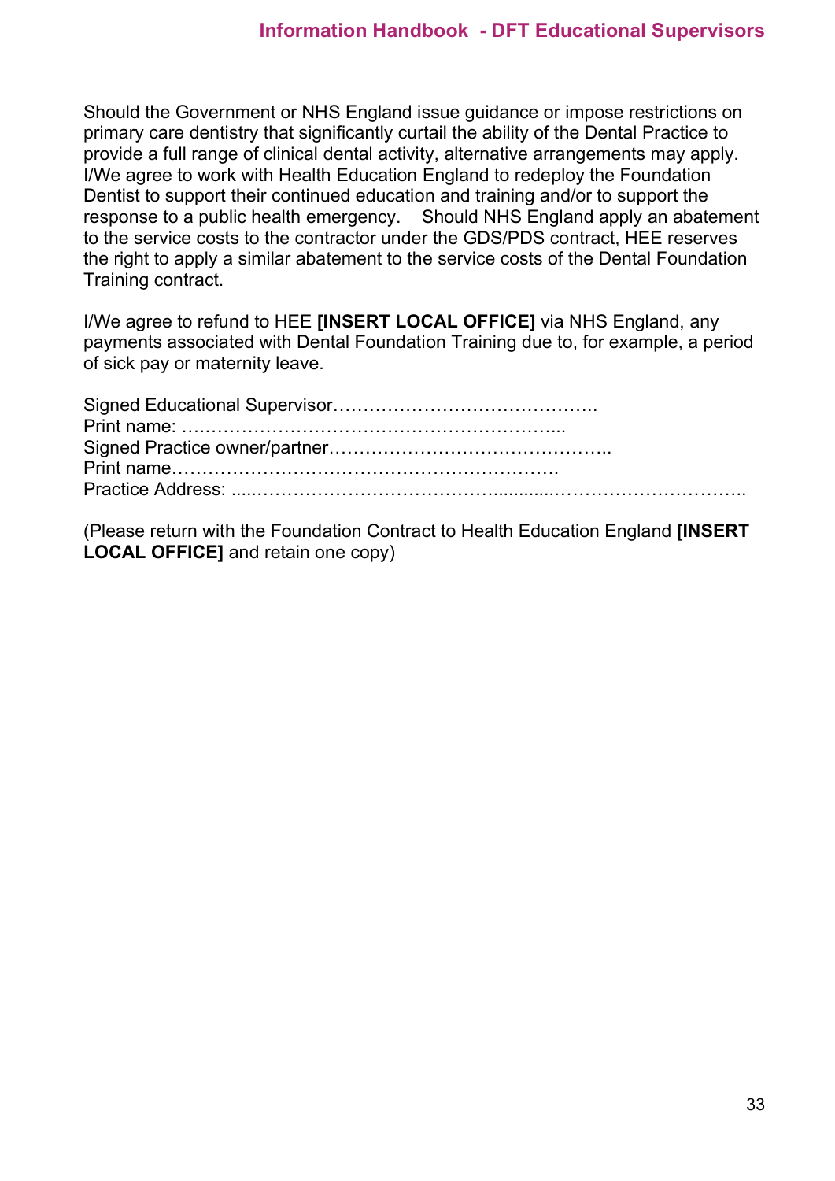Should the Government or NHS England issue guidance or impose restrictions on primary care dentistry that significantly curtail the ability of the Dental Practice to provide a full range of clinical dental activity, alternative arrangements may apply. I/We agree to work with Health Education England to redeploy the Foundation Dentist to support their continued education and training and/or to support the response to a public health emergency. Should NHS England apply an abatement to the service costs to the contractor under the GDS/PDS contract, HEE reserves the right to apply a similar abatement to the service costs of the Dental Foundation Training contract.

I/We agree to refund to HEE **[INSERT LOCAL OFFICE]** via NHS England, any payments associated with Dental Foundation Training due to, for example, a period of sick pay or maternity leave.

Signed Educational Supervisor……………………………………..
Print name: ….…………………………………………………...
Signed Practice owner/partner………………………………………..
Print name……………………………………………………….
Practice Address: .....…………………………………............…………………………..

(Please return with the Foundation Contract to Health Education England **[INSERT LOCAL OFFICE]** and retain one copy)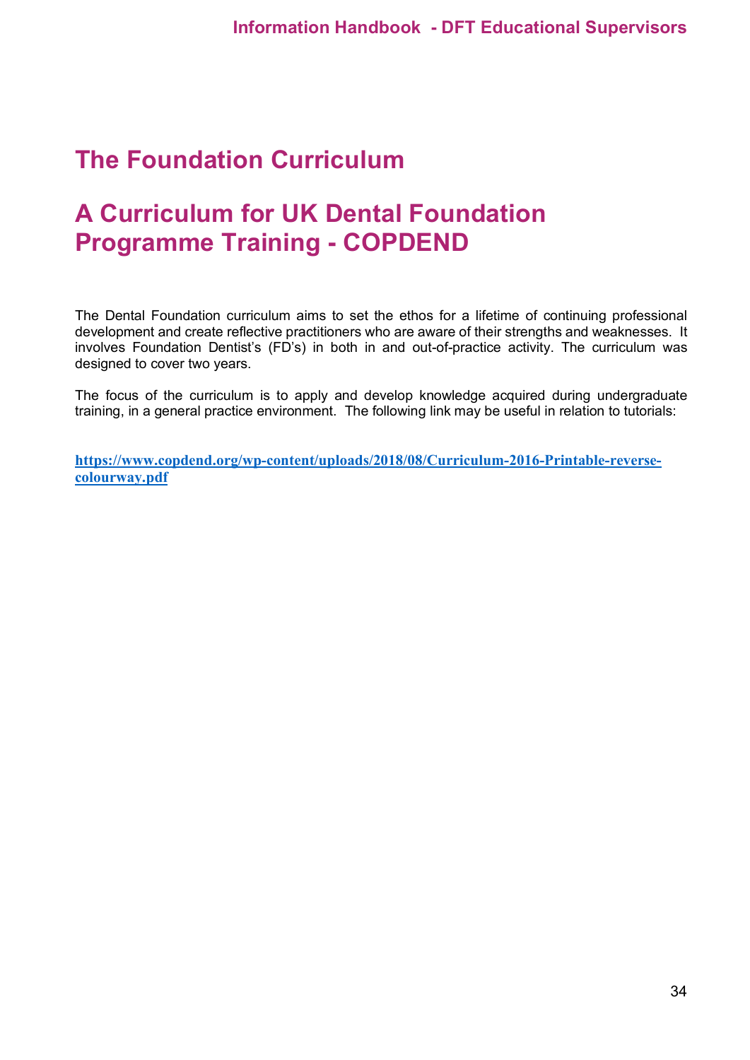# The Foundation Curriculum

# A Curriculum for UK Dental Foundation Programme Training - COPDEND

The Dental Foundation curriculum aims to set the ethos for a lifetime of continuing professional development and create reflective practitioners who are aware of their strengths and weaknesses. It involves Foundation Dentist's (FD's) in both in and out-of-practice activity. The curriculum was designed to cover two years.

The focus of the curriculum is to apply and develop knowledge acquired during undergraduate training, in a general practice environment. The following link may be useful in relation to tutorials:

**https://www.copdend.org/wp-content/uploads/2018/08/Curriculum-2016-Printable-reverse-colourway.pdf**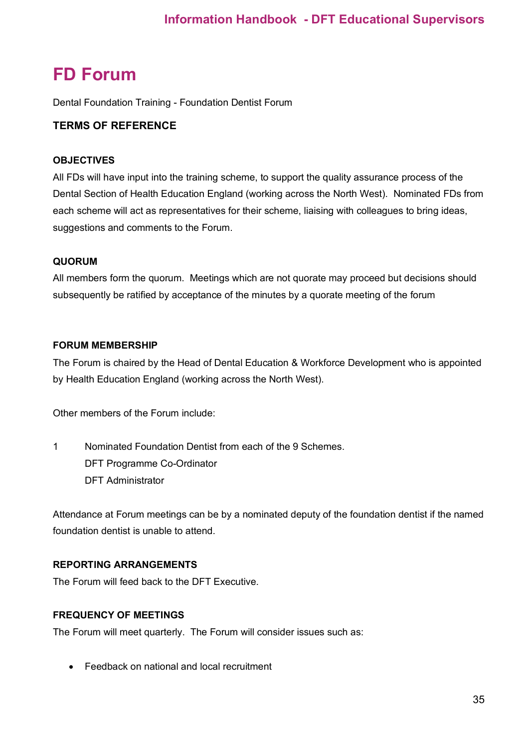# FD Forum

Dental Foundation Training - Foundation Dentist Forum

**TERMS OF REFERENCE**

**OBJECTIVES**

All FDs will have input into the training scheme, to support the quality assurance process of the Dental Section of Health Education England (working across the North West). Nominated FDs from each scheme will act as representatives for their scheme, liaising with colleagues to bring ideas, suggestions and comments to the Forum.

**QUORUM**

All members form the quorum. Meetings which are not quorate may proceed but decisions should subsequently be ratified by acceptance of the minutes by a quorate meeting of the forum

**FORUM MEMBERSHIP**

The Forum is chaired by the Head of Dental Education & Workforce Development who is appointed by Health Education England (working across the North West).

Other members of the Forum include:

1 Nominated Foundation Dentist from each of the 9 Schemes.
DFT Programme Co-Ordinator
DFT Administrator

Attendance at Forum meetings can be by a nominated deputy of the foundation dentist if the named foundation dentist is unable to attend.

**REPORTING ARRANGEMENTS**

The Forum will feed back to the DFT Executive.

**FREQUENCY OF MEETINGS**

The Forum will meet quarterly. The Forum will consider issues such as:

- Feedback on national and local recruitment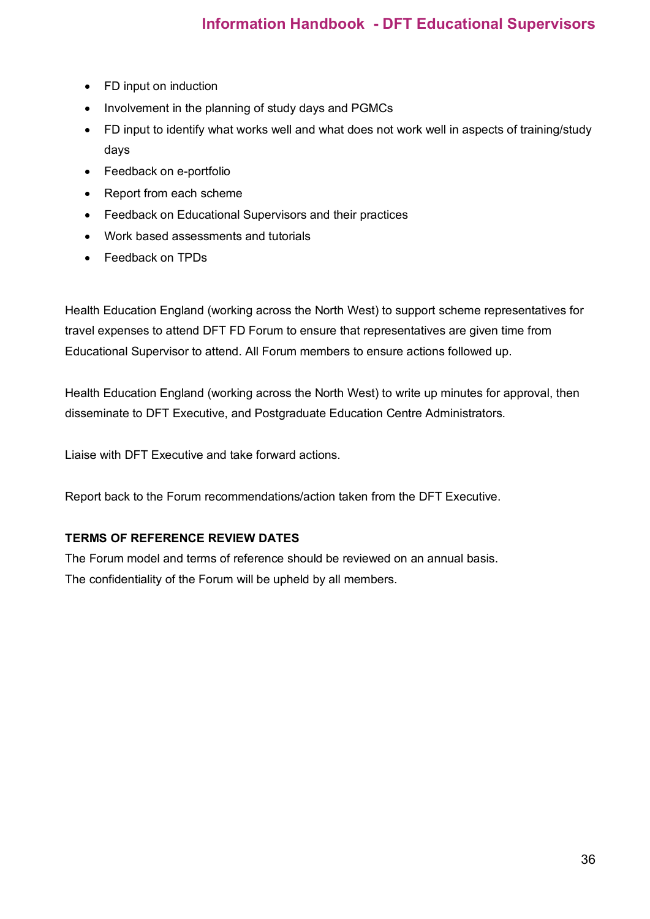- FD input on induction
- Involvement in the planning of study days and PGMCs
- FD input to identify what works well and what does not work well in aspects of training/study days
- Feedback on e-portfolio
- Report from each scheme
- Feedback on Educational Supervisors and their practices
- Work based assessments and tutorials
- Feedback on TPDs

Health Education England (working across the North West) to support scheme representatives for travel expenses to attend DFT FD Forum to ensure that representatives are given time from Educational Supervisor to attend. All Forum members to ensure actions followed up.

Health Education England (working across the North West) to write up minutes for approval, then disseminate to DFT Executive, and Postgraduate Education Centre Administrators.

Liaise with DFT Executive and take forward actions.

Report back to the Forum recommendations/action taken from the DFT Executive.

**TERMS OF REFERENCE REVIEW DATES**

The Forum model and terms of reference should be reviewed on an annual basis.
The confidentiality of the Forum will be upheld by all members.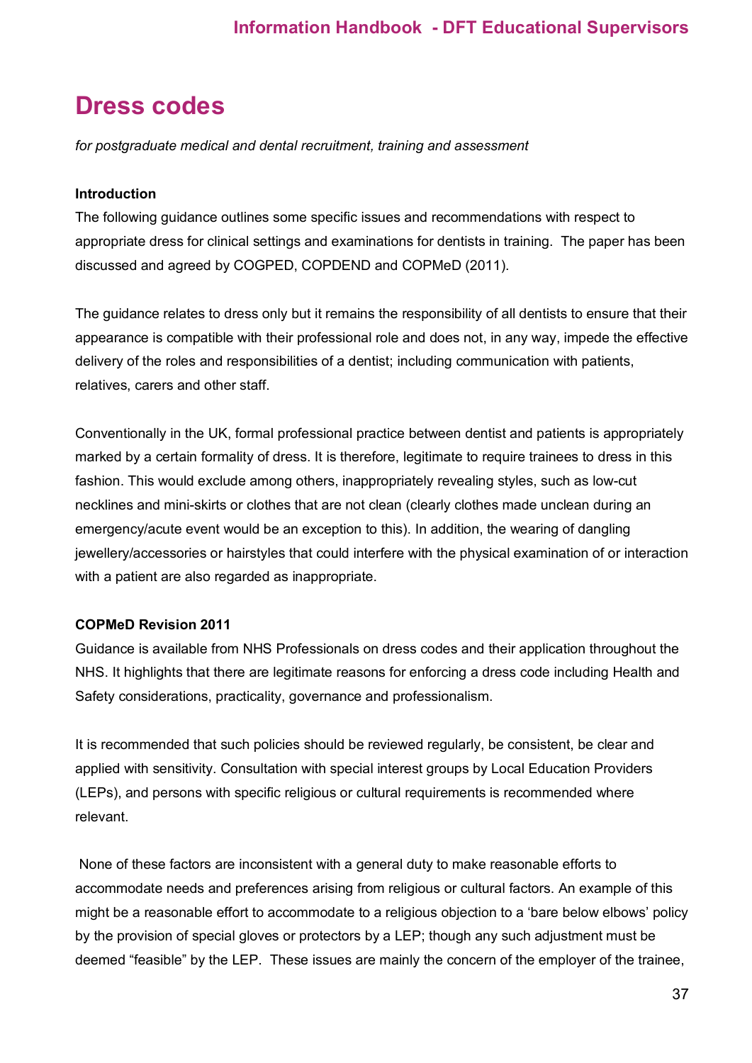# Dress codes

*for postgraduate medical and dental recruitment, training and assessment*

**Introduction**

The following guidance outlines some specific issues and recommendations with respect to appropriate dress for clinical settings and examinations for dentists in training. The paper has been discussed and agreed by COGPED, COPDEND and COPMeD (2011).

The guidance relates to dress only but it remains the responsibility of all dentists to ensure that their appearance is compatible with their professional role and does not, in any way, impede the effective delivery of the roles and responsibilities of a dentist; including communication with patients, relatives, carers and other staff.

Conventionally in the UK, formal professional practice between dentist and patients is appropriately marked by a certain formality of dress. It is therefore, legitimate to require trainees to dress in this fashion. This would exclude among others, inappropriately revealing styles, such as low-cut necklines and mini-skirts or clothes that are not clean (clearly clothes made unclean during an emergency/acute event would be an exception to this). In addition, the wearing of dangling jewellery/accessories or hairstyles that could interfere with the physical examination of or interaction with a patient are also regarded as inappropriate.

**COPMeD Revision 2011**

Guidance is available from NHS Professionals on dress codes and their application throughout the NHS. It highlights that there are legitimate reasons for enforcing a dress code including Health and Safety considerations, practicality, governance and professionalism.

It is recommended that such policies should be reviewed regularly, be consistent, be clear and applied with sensitivity. Consultation with special interest groups by Local Education Providers (LEPs), and persons with specific religious or cultural requirements is recommended where relevant.

None of these factors are inconsistent with a general duty to make reasonable efforts to accommodate needs and preferences arising from religious or cultural factors. An example of this might be a reasonable effort to accommodate to a religious objection to a 'bare below elbows' policy by the provision of special gloves or protectors by a LEP; though any such adjustment must be deemed "feasible" by the LEP. These issues are mainly the concern of the employer of the trainee,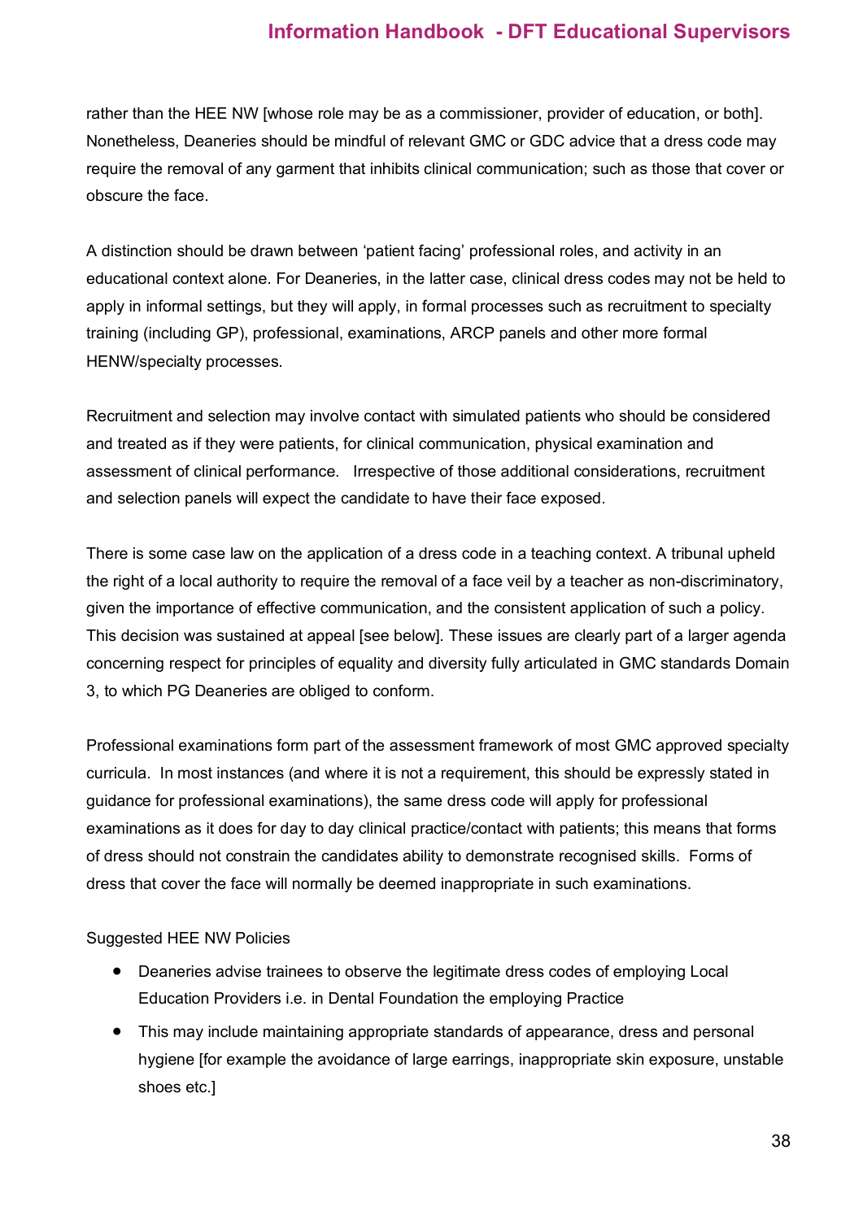rather than the HEE NW [whose role may be as a commissioner, provider of education, or both]. Nonetheless, Deaneries should be mindful of relevant GMC or GDC advice that a dress code may require the removal of any garment that inhibits clinical communication; such as those that cover or obscure the face.

A distinction should be drawn between 'patient facing' professional roles, and activity in an educational context alone. For Deaneries, in the latter case, clinical dress codes may not be held to apply in informal settings, but they will apply, in formal processes such as recruitment to specialty training (including GP), professional, examinations, ARCP panels and other more formal HENW/specialty processes.

Recruitment and selection may involve contact with simulated patients who should be considered and treated as if they were patients, for clinical communication, physical examination and assessment of clinical performance. Irrespective of those additional considerations, recruitment and selection panels will expect the candidate to have their face exposed.

There is some case law on the application of a dress code in a teaching context. A tribunal upheld the right of a local authority to require the removal of a face veil by a teacher as non-discriminatory, given the importance of effective communication, and the consistent application of such a policy. This decision was sustained at appeal [see below]. These issues are clearly part of a larger agenda concerning respect for principles of equality and diversity fully articulated in GMC standards Domain 3, to which PG Deaneries are obliged to conform.

Professional examinations form part of the assessment framework of most GMC approved specialty curricula. In most instances (and where it is not a requirement, this should be expressly stated in guidance for professional examinations), the same dress code will apply for professional examinations as it does for day to day clinical practice/contact with patients; this means that forms of dress should not constrain the candidates ability to demonstrate recognised skills. Forms of dress that cover the face will normally be deemed inappropriate in such examinations.

Suggested HEE NW Policies

- Deaneries advise trainees to observe the legitimate dress codes of employing Local Education Providers i.e. in Dental Foundation the employing Practice
- This may include maintaining appropriate standards of appearance, dress and personal hygiene [for example the avoidance of large earrings, inappropriate skin exposure, unstable shoes etc.]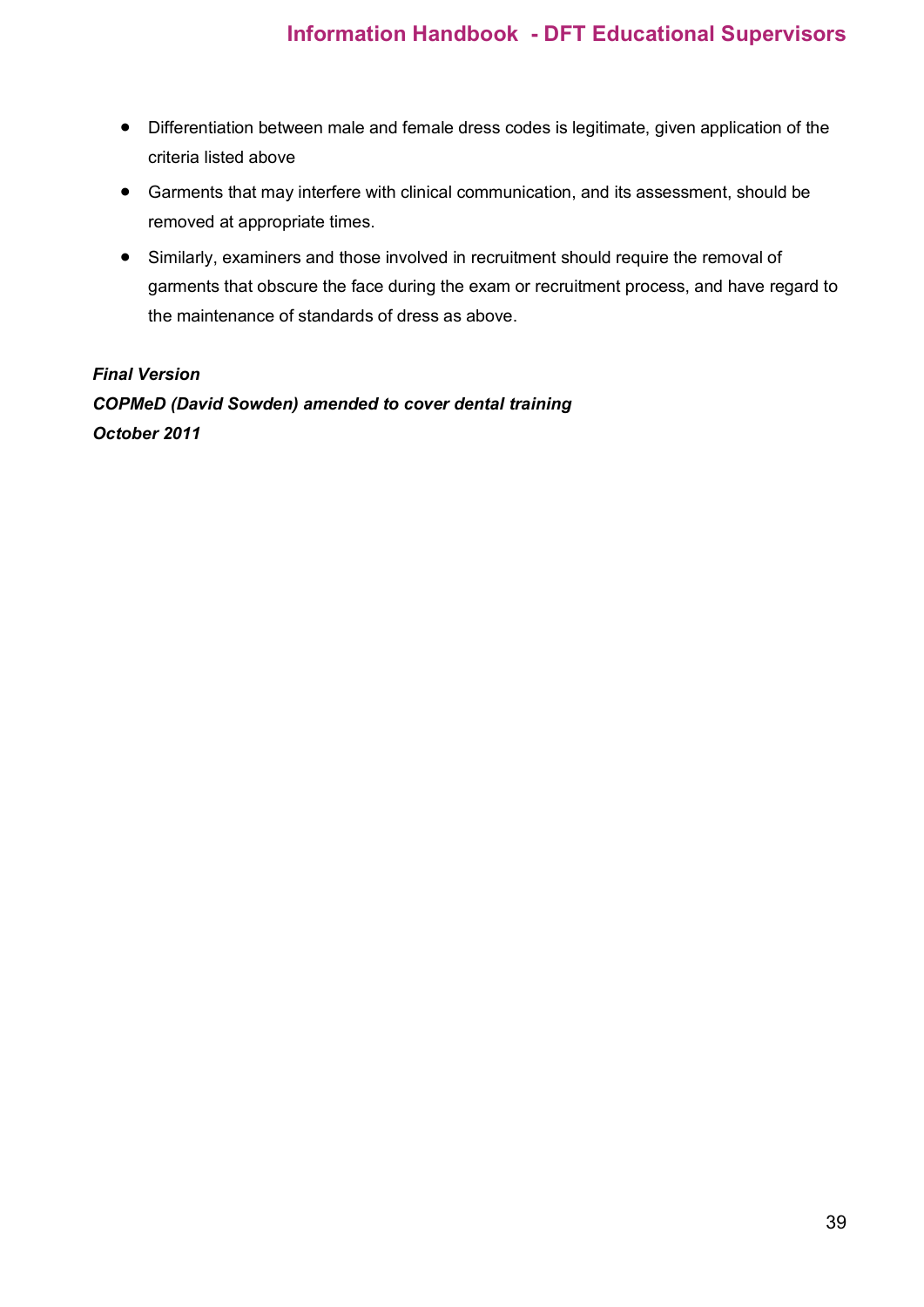- Differentiation between male and female dress codes is legitimate, given application of the criteria listed above
- Garments that may interfere with clinical communication, and its assessment, should be removed at appropriate times.
- Similarly, examiners and those involved in recruitment should require the removal of garments that obscure the face during the exam or recruitment process, and have regard to the maintenance of standards of dress as above.

***Final Version***
***COPMeD (David Sowden) amended to cover dental training***
***October 2011***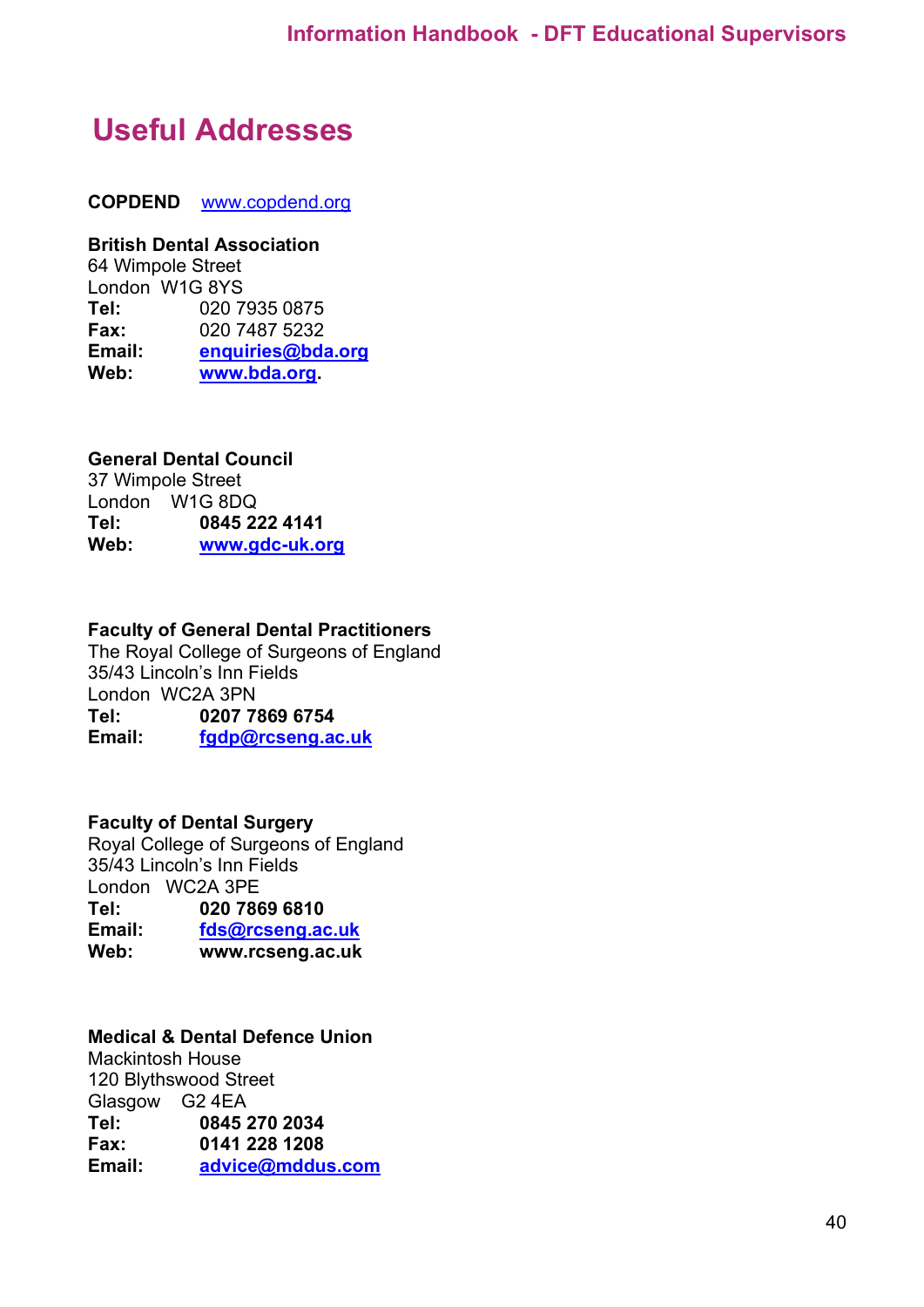# Useful Addresses

**COPDEND** www.copdend.org

**British Dental Association**
64 Wimpole Street
London W1G 8YS
**Tel:** 020 7935 0875
**Fax:** 020 7487 5232
**Email:** **enquiries@bda.org**
**Web:** **www.bda.org.**

**General Dental Council**
37 Wimpole Street
London W1G 8DQ
**Tel:** **0845 222 4141**
**Web:** **www.gdc-uk.org**

**Faculty of General Dental Practitioners**
The Royal College of Surgeons of England
35/43 Lincoln's Inn Fields
London WC2A 3PN
**Tel:** **0207 7869 6754**
**Email:** **fgdp@rcseng.ac.uk**

**Faculty of Dental Surgery**
Royal College of Surgeons of England
35/43 Lincoln's Inn Fields
London WC2A 3PE
**Tel:** **020 7869 6810**
**Email:** **fds@rcseng.ac.uk**
**Web:** **www.rcseng.ac.uk**

**Medical & Dental Defence Union**
Mackintosh House
120 Blythswood Street
Glasgow G2 4EA
**Tel:** **0845 270 2034**
**Fax:** **0141 228 1208**
**Email:** **advice@mddus.com**